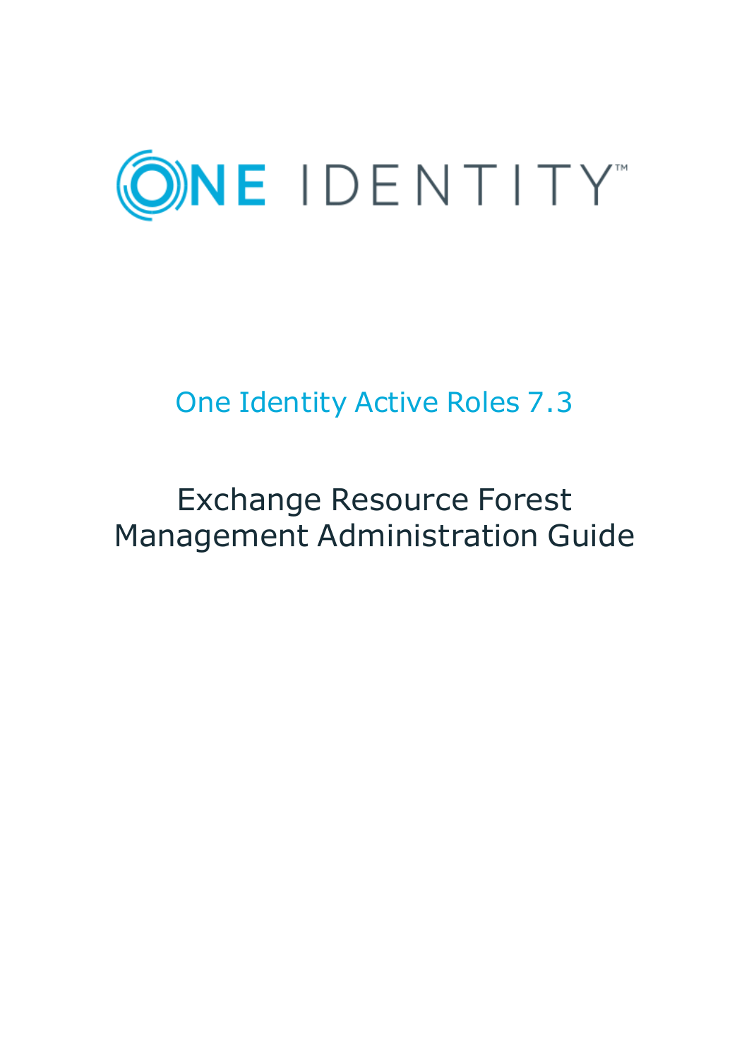ONE IDENTITY™

# One Identity Active Roles 7.3

# Exchange Resource Forest Management Administration Guide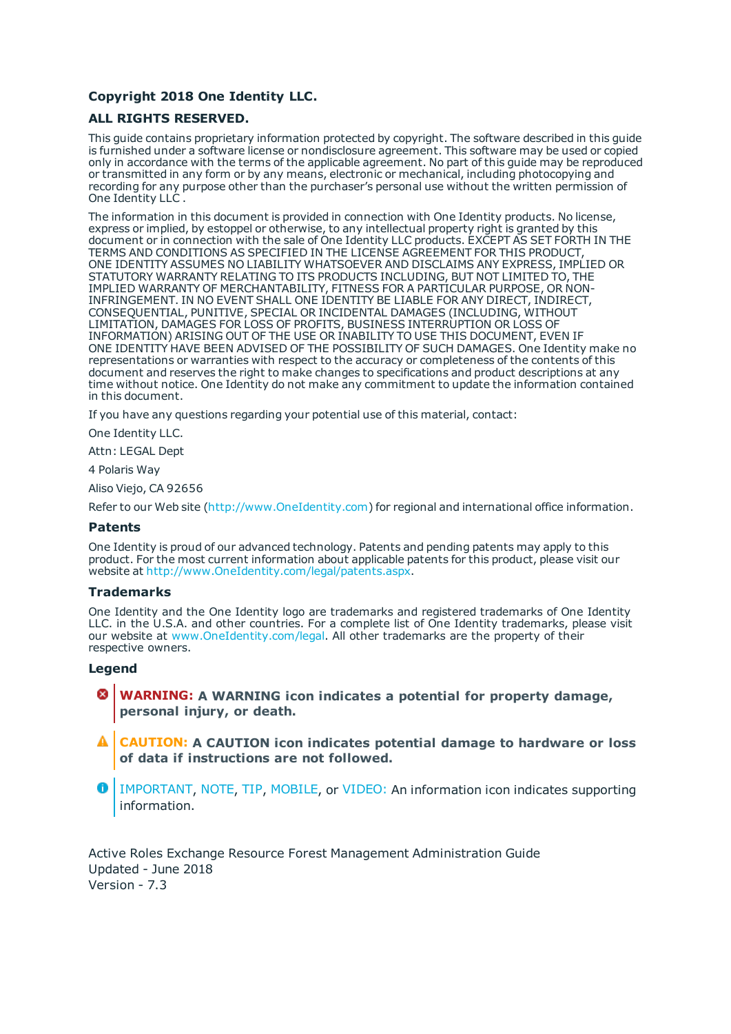**Copyright 2018 One Identity LLC.**

**ALL RIGHTS RESERVED.**

This guide contains proprietary information protected by copyright. The software described in this guide is furnished under a software license or nondisclosure agreement. This software may be used or copied only in accordance with the terms of the applicable agreement. No part of this guide may be reproduced or transmitted in any form or by any means, electronic or mechanical, including photocopying and recording for any purpose other than the purchaser's personal use without the written permission of One Identity LLC .

The information in this document is provided in connection with One Identity products. No license, express or implied, by estoppel or otherwise, to any intellectual property right is granted by this document or in connection with the sale of One Identity LLC products. EXCEPT AS SET FORTH IN THE TERMS AND CONDITIONS AS SPECIFIED IN THE LICENSE AGREEMENT FOR THIS PRODUCT, ONE IDENTITY ASSUMES NO LIABILITY WHATSOEVER AND DISCLAIMS ANY EXPRESS, IMPLIED OR STATUTORY WARRANTY RELATING TO ITS PRODUCTS INCLUDING, BUT NOT LIMITED TO, THE IMPLIED WARRANTY OF MERCHANTABILITY, FITNESS FOR A PARTICULAR PURPOSE, OR NON-INFRINGEMENT. IN NO EVENT SHALL ONE IDENTITY BE LIABLE FOR ANY DIRECT, INDIRECT, CONSEQUENTIAL, PUNITIVE, SPECIAL OR INCIDENTAL DAMAGES (INCLUDING, WITHOUT LIMITATION, DAMAGES FOR LOSS OF PROFITS, BUSINESS INTERRUPTION OR LOSS OF INFORMATION) ARISING OUT OF THE USE OR INABILITY TO USE THIS DOCUMENT, EVEN IF ONE IDENTITY HAVE BEEN ADVISED OF THE POSSIBILITY OF SUCH DAMAGES. One Identity make no representations or warranties with respect to the accuracy or completeness of the contents of this document and reserves the right to make changes to specifications and product descriptions at any time without notice. One Identity do not make any commitment to update the information contained in this document.

If you have any questions regarding your potential use of this material, contact:

One Identity LLC.

Attn: LEGAL Dept

4 Polaris Way

Aliso Viejo, CA 92656

Refer to our Web site (http://www.OneIdentity.com) for regional and international office information.

### Patents

One Identity is proud of our advanced technology. Patents and pending patents may apply to this product. For the most current information about applicable patents for this product, please visit our website at http://www.OneIdentity.com/legal/patents.aspx.

### Trademarks

One Identity and the One Identity logo are trademarks and registered trademarks of One Identity LLC. in the U.S.A. and other countries. For a complete list of One Identity trademarks, please visit our website at www.OneIdentity.com/legal. All other trademarks are the property of their respective owners.

### Legend

**WARNING: A WARNING icon indicates a potential for property damage, personal injury, or death.**

**CAUTION: A CAUTION icon indicates potential damage to hardware or loss of data if instructions are not followed.**

IMPORTANT, NOTE, TIP, MOBILE, or VIDEO: An information icon indicates supporting information.

Active Roles Exchange Resource Forest Management Administration Guide
Updated - June 2018
Version - 7.3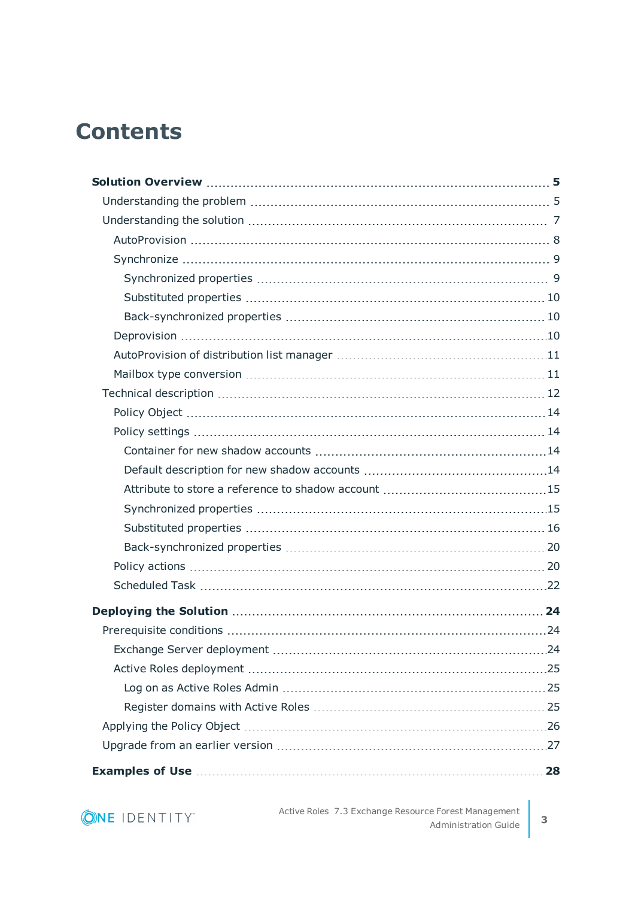# Contents

**Solution Overview** 5

- Understanding the problem 5
- Understanding the solution 7
  - AutoProvision 8
  - Synchronize 9
    - Synchronized properties 9
    - Substituted properties 10
    - Back-synchronized properties 10
  - Deprovision 10
  - AutoProvision of distribution list manager 11
  - Mailbox type conversion 11
- Technical description 12
  - Policy Object 14
  - Policy settings 14
    - Container for new shadow accounts 14
    - Default description for new shadow accounts 14
    - Attribute to store a reference to shadow account 15
    - Synchronized properties 15
    - Substituted properties 16
    - Back-synchronized properties 20
  - Policy actions 20
  - Scheduled Task 22

**Deploying the Solution** 24

- Prerequisite conditions 24
  - Exchange Server deployment 24
  - Active Roles deployment 25
    - Log on as Active Roles Admin 25
    - Register domains with Active Roles 25
- Applying the Policy Object 26
- Upgrade from an earlier version 27

**Examples of Use** 28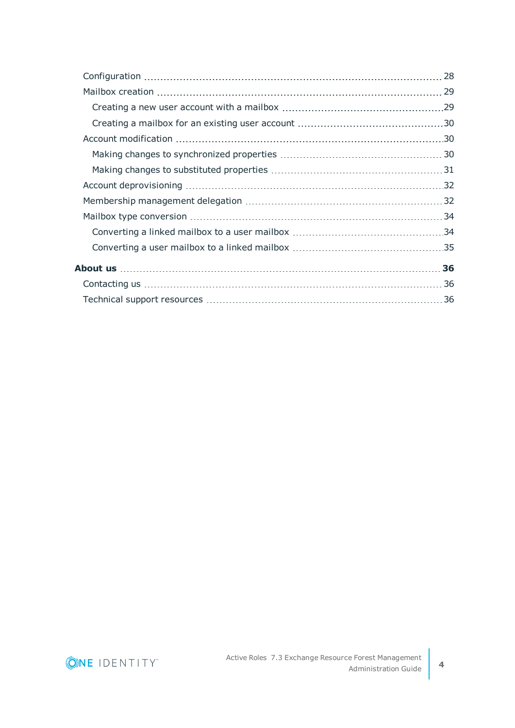- Configuration ........ 28
- Mailbox creation ........ 29
  - Creating a new user account with a mailbox ........ 29
  - Creating a mailbox for an existing user account ........ 30
- Account modification ........ 30
  - Making changes to synchronized properties ........ 30
  - Making changes to substituted properties ........ 31
- Account deprovisioning ........ 32
- Membership management delegation ........ 32
- Mailbox type conversion ........ 34
  - Converting a linked mailbox to a user mailbox ........ 34
  - Converting a user mailbox to a linked mailbox ........ 35

**About us ........ 36**

- Contacting us ........ 36
- Technical support resources ........ 36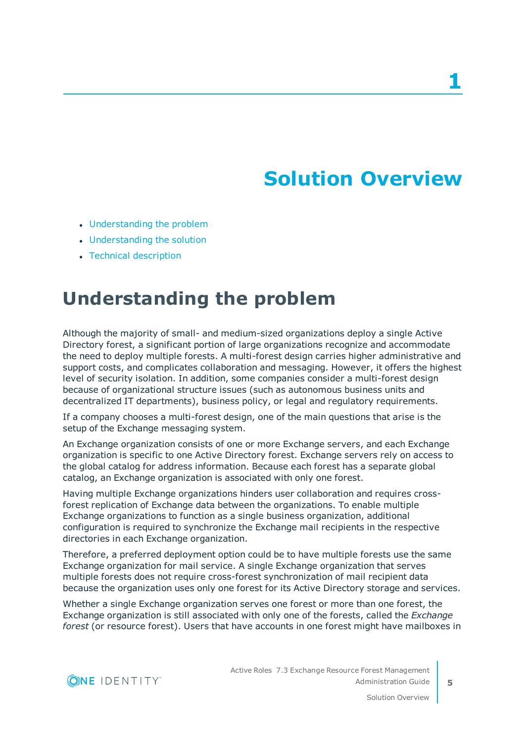# 1 Solution Overview

- Understanding the problem
- Understanding the solution
- Technical description

## Understanding the problem

Although the majority of small- and medium-sized organizations deploy a single Active Directory forest, a significant portion of large organizations recognize and accommodate the need to deploy multiple forests. A multi-forest design carries higher administrative and support costs, and complicates collaboration and messaging. However, it offers the highest level of security isolation. In addition, some companies consider a multi-forest design because of organizational structure issues (such as autonomous business units and decentralized IT departments), business policy, or legal and regulatory requirements.

If a company chooses a multi-forest design, one of the main questions that arise is the setup of the Exchange messaging system.

An Exchange organization consists of one or more Exchange servers, and each Exchange organization is specific to one Active Directory forest. Exchange servers rely on access to the global catalog for address information. Because each forest has a separate global catalog, an Exchange organization is associated with only one forest.

Having multiple Exchange organizations hinders user collaboration and requires cross-forest replication of Exchange data between the organizations. To enable multiple Exchange organizations to function as a single business organization, additional configuration is required to synchronize the Exchange mail recipients in the respective directories in each Exchange organization.

Therefore, a preferred deployment option could be to have multiple forests use the same Exchange organization for mail service. A single Exchange organization that serves multiple forests does not require cross-forest synchronization of mail recipient data because the organization uses only one forest for its Active Directory storage and services.

Whether a single Exchange organization serves one forest or more than one forest, the Exchange organization is still associated with only one of the forests, called the *Exchange forest* (or resource forest). Users that have accounts in one forest might have mailboxes in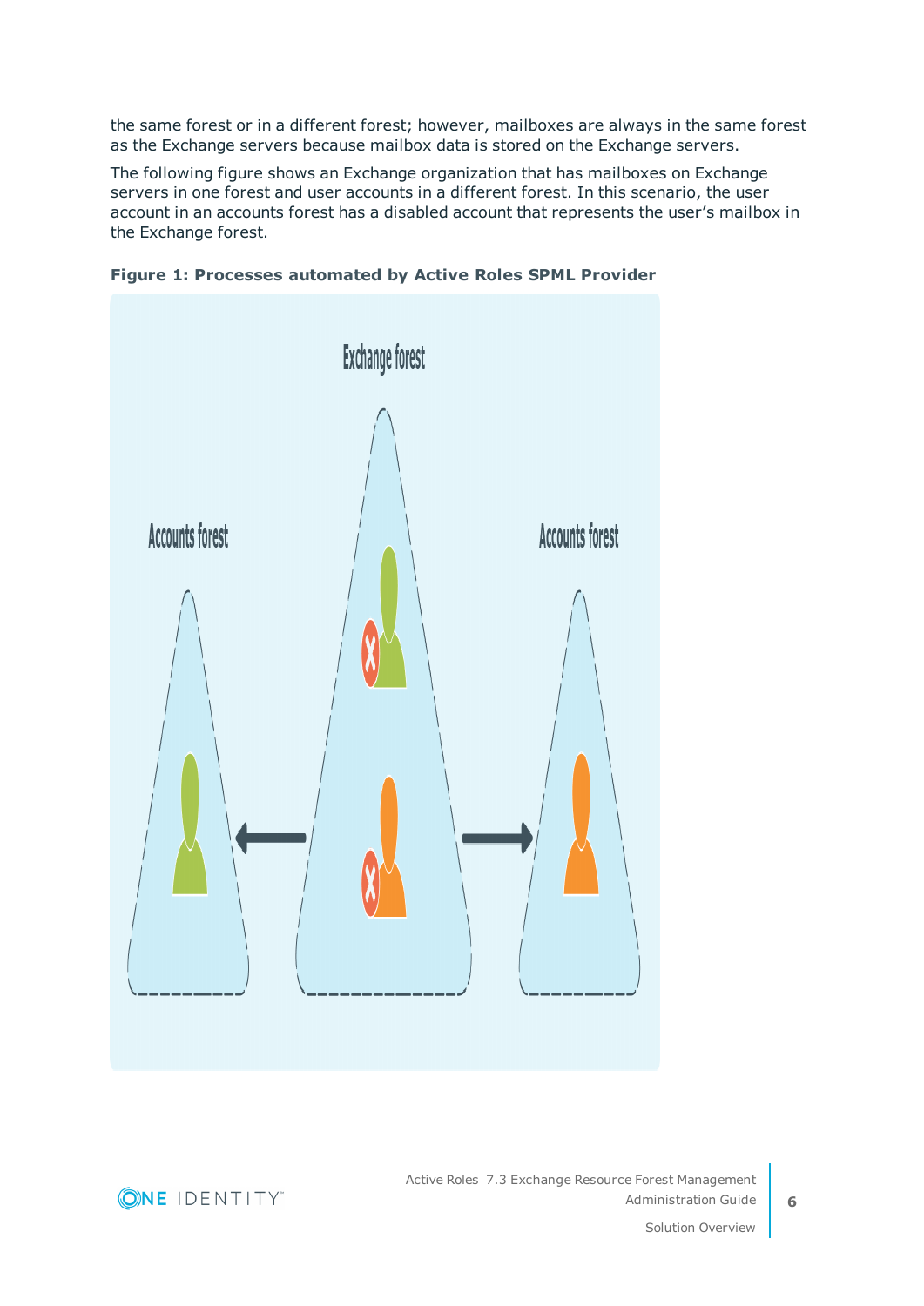the same forest or in a different forest; however, mailboxes are always in the same forest as the Exchange servers because mailbox data is stored on the Exchange servers.

The following figure shows an Exchange organization that has mailboxes on Exchange servers in one forest and user accounts in a different forest. In this scenario, the user account in an accounts forest has a disabled account that represents the user's mailbox in the Exchange forest.

**Figure 1: Processes automated by Active Roles SPML Provider**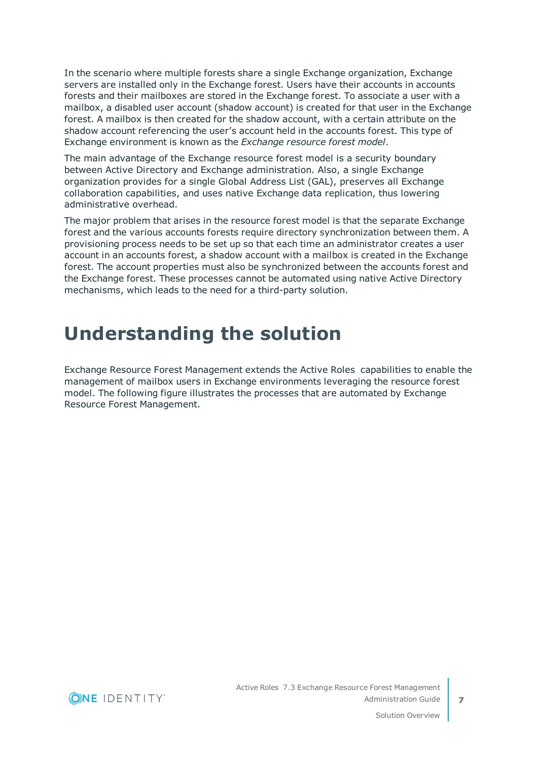In the scenario where multiple forests share a single Exchange organization, Exchange servers are installed only in the Exchange forest. Users have their accounts in accounts forests and their mailboxes are stored in the Exchange forest. To associate a user with a mailbox, a disabled user account (shadow account) is created for that user in the Exchange forest. A mailbox is then created for the shadow account, with a certain attribute on the shadow account referencing the user's account held in the accounts forest. This type of Exchange environment is known as the *Exchange resource forest model*.

The main advantage of the Exchange resource forest model is a security boundary between Active Directory and Exchange administration. Also, a single Exchange organization provides for a single Global Address List (GAL), preserves all Exchange collaboration capabilities, and uses native Exchange data replication, thus lowering administrative overhead.

The major problem that arises in the resource forest model is that the separate Exchange forest and the various accounts forests require directory synchronization between them. A provisioning process needs to be set up so that each time an administrator creates a user account in an accounts forest, a shadow account with a mailbox is created in the Exchange forest. The account properties must also be synchronized between the accounts forest and the Exchange forest. These processes cannot be automated using native Active Directory mechanisms, which leads to the need for a third-party solution.

# Understanding the solution

Exchange Resource Forest Management extends the Active Roles capabilities to enable the management of mailbox users in Exchange environments leveraging the resource forest model. The following figure illustrates the processes that are automated by Exchange Resource Forest Management.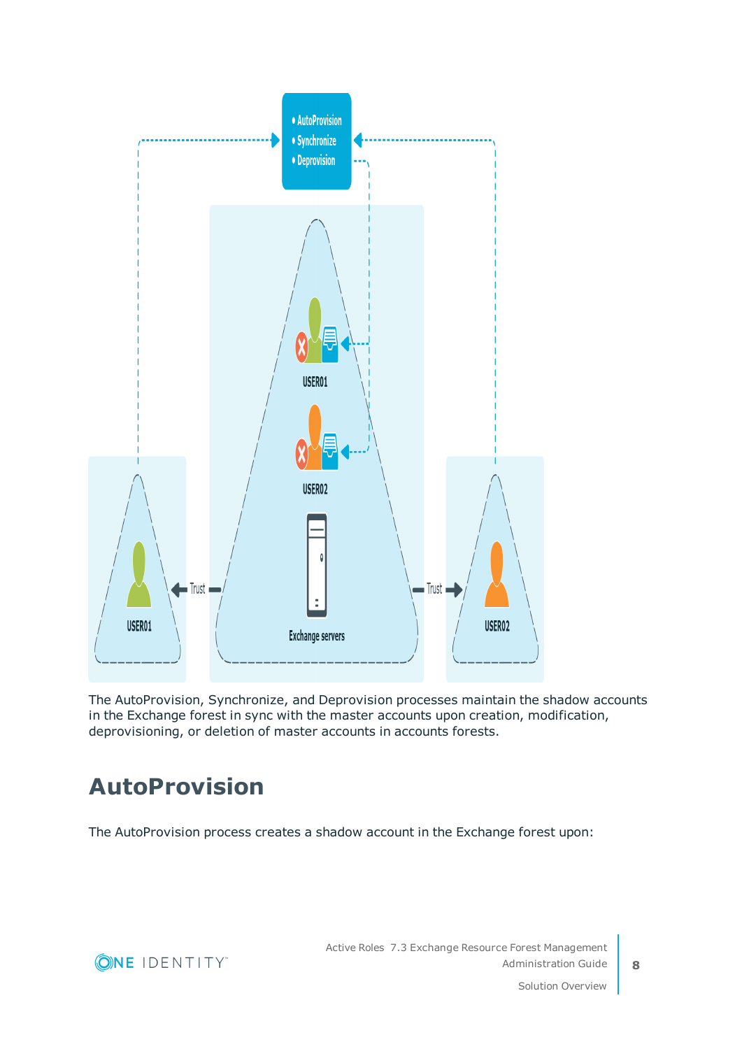The AutoProvision, Synchronize, and Deprovision processes maintain the shadow accounts in the Exchange forest in sync with the master accounts upon creation, modification, deprovisioning, or deletion of master accounts in accounts forests.

## AutoProvision

The AutoProvision process creates a shadow account in the Exchange forest upon: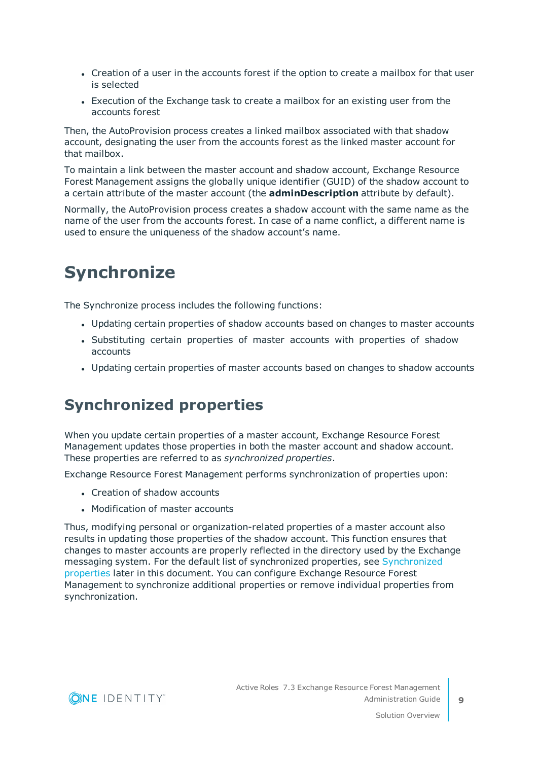- Creation of a user in the accounts forest if the option to create a mailbox for that user is selected
- Execution of the Exchange task to create a mailbox for an existing user from the accounts forest

Then, the AutoProvision process creates a linked mailbox associated with that shadow account, designating the user from the accounts forest as the linked master account for that mailbox.

To maintain a link between the master account and shadow account, Exchange Resource Forest Management assigns the globally unique identifier (GUID) of the shadow account to a certain attribute of the master account (the **adminDescription** attribute by default).

Normally, the AutoProvision process creates a shadow account with the same name as the name of the user from the accounts forest. In case of a name conflict, a different name is used to ensure the uniqueness of the shadow account's name.

# Synchronize

The Synchronize process includes the following functions:

- Updating certain properties of shadow accounts based on changes to master accounts
- Substituting certain properties of master accounts with properties of shadow accounts
- Updating certain properties of master accounts based on changes to shadow accounts

## Synchronized properties

When you update certain properties of a master account, Exchange Resource Forest Management updates those properties in both the master account and shadow account. These properties are referred to as *synchronized properties*.

Exchange Resource Forest Management performs synchronization of properties upon:

- Creation of shadow accounts
- Modification of master accounts

Thus, modifying personal or organization-related properties of a master account also results in updating those properties of the shadow account. This function ensures that changes to master accounts are properly reflected in the directory used by the Exchange messaging system. For the default list of synchronized properties, see Synchronized properties later in this document. You can configure Exchange Resource Forest Management to synchronize additional properties or remove individual properties from synchronization.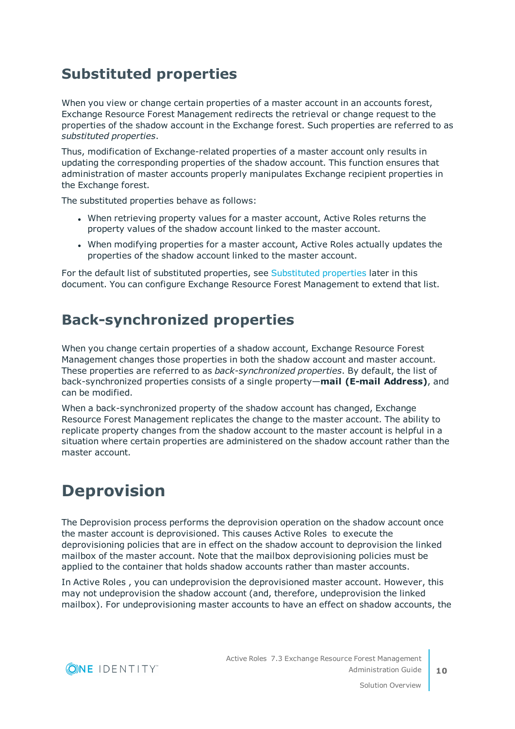## Substituted properties

When you view or change certain properties of a master account in an accounts forest, Exchange Resource Forest Management redirects the retrieval or change request to the properties of the shadow account in the Exchange forest. Such properties are referred to as *substituted properties*.

Thus, modification of Exchange-related properties of a master account only results in updating the corresponding properties of the shadow account. This function ensures that administration of master accounts properly manipulates Exchange recipient properties in the Exchange forest.

The substituted properties behave as follows:

- When retrieving property values for a master account, Active Roles returns the property values of the shadow account linked to the master account.
- When modifying properties for a master account, Active Roles actually updates the properties of the shadow account linked to the master account.

For the default list of substituted properties, see Substituted properties later in this document. You can configure Exchange Resource Forest Management to extend that list.

## Back-synchronized properties

When you change certain properties of a shadow account, Exchange Resource Forest Management changes those properties in both the shadow account and master account. These properties are referred to as *back-synchronized properties*. By default, the list of back-synchronized properties consists of a single property—**mail (E-mail Address)**, and can be modified.

When a back-synchronized property of the shadow account has changed, Exchange Resource Forest Management replicates the change to the master account. The ability to replicate property changes from the shadow account to the master account is helpful in a situation where certain properties are administered on the shadow account rather than the master account.

# Deprovision

The Deprovision process performs the deprovision operation on the shadow account once the master account is deprovisioned. This causes Active Roles to execute the deprovisioning policies that are in effect on the shadow account to deprovision the linked mailbox of the master account. Note that the mailbox deprovisioning policies must be applied to the container that holds shadow accounts rather than master accounts.

In Active Roles , you can undeprovision the deprovisioned master account. However, this may not undeprovision the shadow account (and, therefore, undeprovision the linked mailbox). For undeprovisioning master accounts to have an effect on shadow accounts, the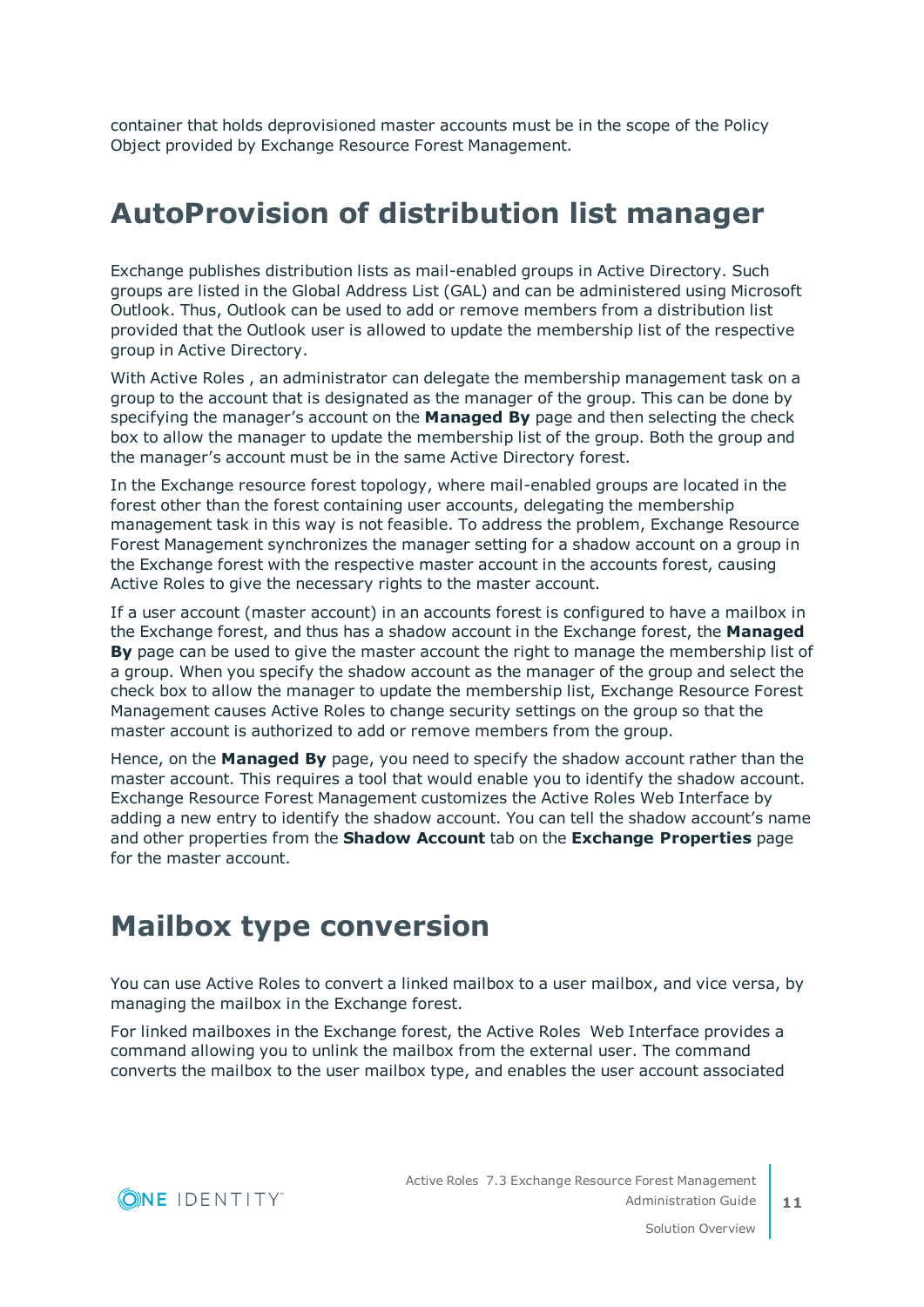container that holds deprovisioned master accounts must be in the scope of the Policy Object provided by Exchange Resource Forest Management.

# AutoProvision of distribution list manager

Exchange publishes distribution lists as mail-enabled groups in Active Directory. Such groups are listed in the Global Address List (GAL) and can be administered using Microsoft Outlook. Thus, Outlook can be used to add or remove members from a distribution list provided that the Outlook user is allowed to update the membership list of the respective group in Active Directory.

With Active Roles , an administrator can delegate the membership management task on a group to the account that is designated as the manager of the group. This can be done by specifying the manager's account on the **Managed By** page and then selecting the check box to allow the manager to update the membership list of the group. Both the group and the manager's account must be in the same Active Directory forest.

In the Exchange resource forest topology, where mail-enabled groups are located in the forest other than the forest containing user accounts, delegating the membership management task in this way is not feasible. To address the problem, Exchange Resource Forest Management synchronizes the manager setting for a shadow account on a group in the Exchange forest with the respective master account in the accounts forest, causing Active Roles to give the necessary rights to the master account.

If a user account (master account) in an accounts forest is configured to have a mailbox in the Exchange forest, and thus has a shadow account in the Exchange forest, the **Managed By** page can be used to give the master account the right to manage the membership list of a group. When you specify the shadow account as the manager of the group and select the check box to allow the manager to update the membership list, Exchange Resource Forest Management causes Active Roles to change security settings on the group so that the master account is authorized to add or remove members from the group.

Hence, on the **Managed By** page, you need to specify the shadow account rather than the master account. This requires a tool that would enable you to identify the shadow account. Exchange Resource Forest Management customizes the Active Roles Web Interface by adding a new entry to identify the shadow account. You can tell the shadow account's name and other properties from the **Shadow Account** tab on the **Exchange Properties** page for the master account.

# Mailbox type conversion

You can use Active Roles to convert a linked mailbox to a user mailbox, and vice versa, by managing the mailbox in the Exchange forest.

For linked mailboxes in the Exchange forest, the Active Roles Web Interface provides a command allowing you to unlink the mailbox from the external user. The command converts the mailbox to the user mailbox type, and enables the user account associated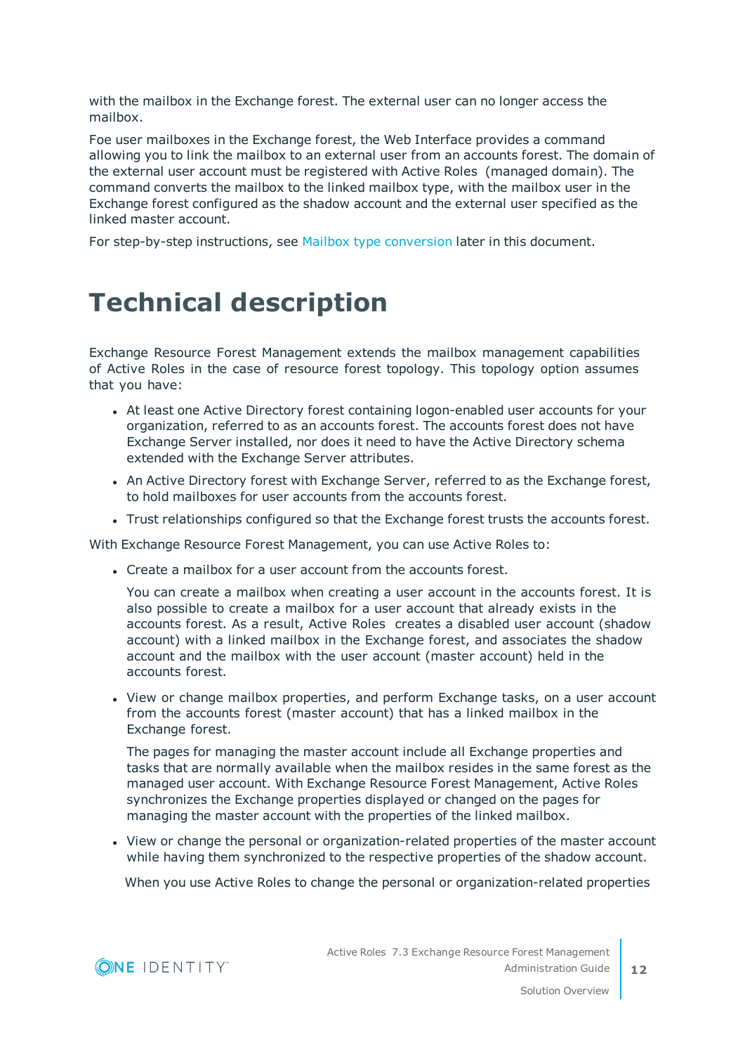with the mailbox in the Exchange forest. The external user can no longer access the mailbox.

Foe user mailboxes in the Exchange forest, the Web Interface provides a command allowing you to link the mailbox to an external user from an accounts forest. The domain of the external user account must be registered with Active Roles (managed domain). The command converts the mailbox to the linked mailbox type, with the mailbox user in the Exchange forest configured as the shadow account and the external user specified as the linked master account.

For step-by-step instructions, see Mailbox type conversion later in this document.

# Technical description

Exchange Resource Forest Management extends the mailbox management capabilities of Active Roles in the case of resource forest topology. This topology option assumes that you have:

- At least one Active Directory forest containing logon-enabled user accounts for your organization, referred to as an accounts forest. The accounts forest does not have Exchange Server installed, nor does it need to have the Active Directory schema extended with the Exchange Server attributes.
- An Active Directory forest with Exchange Server, referred to as the Exchange forest, to hold mailboxes for user accounts from the accounts forest.
- Trust relationships configured so that the Exchange forest trusts the accounts forest.

With Exchange Resource Forest Management, you can use Active Roles to:

- Create a mailbox for a user account from the accounts forest.

  You can create a mailbox when creating a user account in the accounts forest. It is also possible to create a mailbox for a user account that already exists in the accounts forest. As a result, Active Roles creates a disabled user account (shadow account) with a linked mailbox in the Exchange forest, and associates the shadow account and the mailbox with the user account (master account) held in the accounts forest.

- View or change mailbox properties, and perform Exchange tasks, on a user account from the accounts forest (master account) that has a linked mailbox in the Exchange forest.

  The pages for managing the master account include all Exchange properties and tasks that are normally available when the mailbox resides in the same forest as the managed user account. With Exchange Resource Forest Management, Active Roles synchronizes the Exchange properties displayed or changed on the pages for managing the master account with the properties of the linked mailbox.

- View or change the personal or organization-related properties of the master account while having them synchronized to the respective properties of the shadow account.

  When you use Active Roles to change the personal or organization-related properties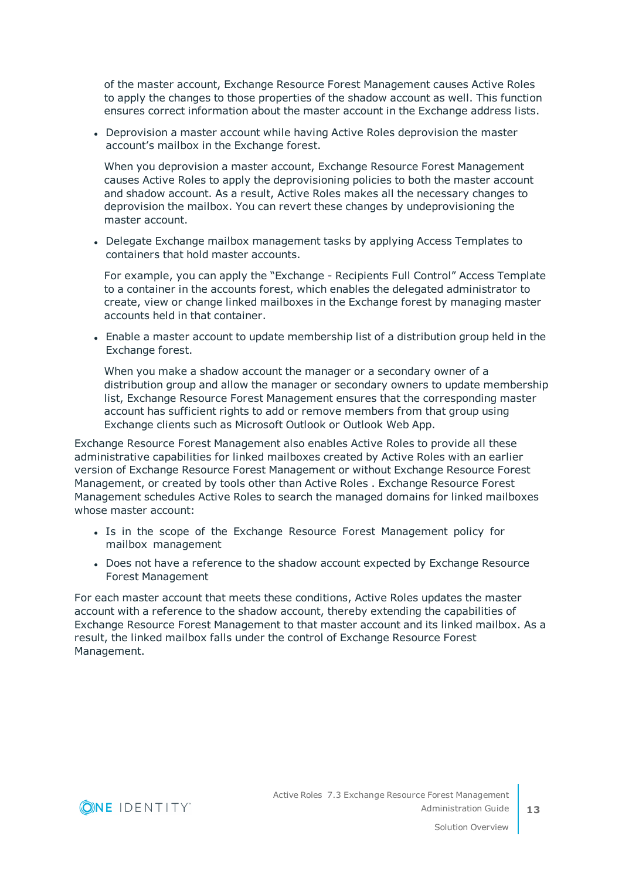of the master account, Exchange Resource Forest Management causes Active Roles to apply the changes to those properties of the shadow account as well. This function ensures correct information about the master account in the Exchange address lists.

- Deprovision a master account while having Active Roles deprovision the master account's mailbox in the Exchange forest.

  When you deprovision a master account, Exchange Resource Forest Management causes Active Roles to apply the deprovisioning policies to both the master account and shadow account. As a result, Active Roles makes all the necessary changes to deprovision the mailbox. You can revert these changes by undeprovisioning the master account.

- Delegate Exchange mailbox management tasks by applying Access Templates to containers that hold master accounts.

  For example, you can apply the "Exchange - Recipients Full Control" Access Template to a container in the accounts forest, which enables the delegated administrator to create, view or change linked mailboxes in the Exchange forest by managing master accounts held in that container.

- Enable a master account to update membership list of a distribution group held in the Exchange forest.

  When you make a shadow account the manager or a secondary owner of a distribution group and allow the manager or secondary owners to update membership list, Exchange Resource Forest Management ensures that the corresponding master account has sufficient rights to add or remove members from that group using Exchange clients such as Microsoft Outlook or Outlook Web App.

Exchange Resource Forest Management also enables Active Roles to provide all these administrative capabilities for linked mailboxes created by Active Roles with an earlier version of Exchange Resource Forest Management or without Exchange Resource Forest Management, or created by tools other than Active Roles . Exchange Resource Forest Management schedules Active Roles to search the managed domains for linked mailboxes whose master account:

- Is in the scope of the Exchange Resource Forest Management policy for mailbox management
- Does not have a reference to the shadow account expected by Exchange Resource Forest Management

For each master account that meets these conditions, Active Roles updates the master account with a reference to the shadow account, thereby extending the capabilities of Exchange Resource Forest Management to that master account and its linked mailbox. As a result, the linked mailbox falls under the control of Exchange Resource Forest Management.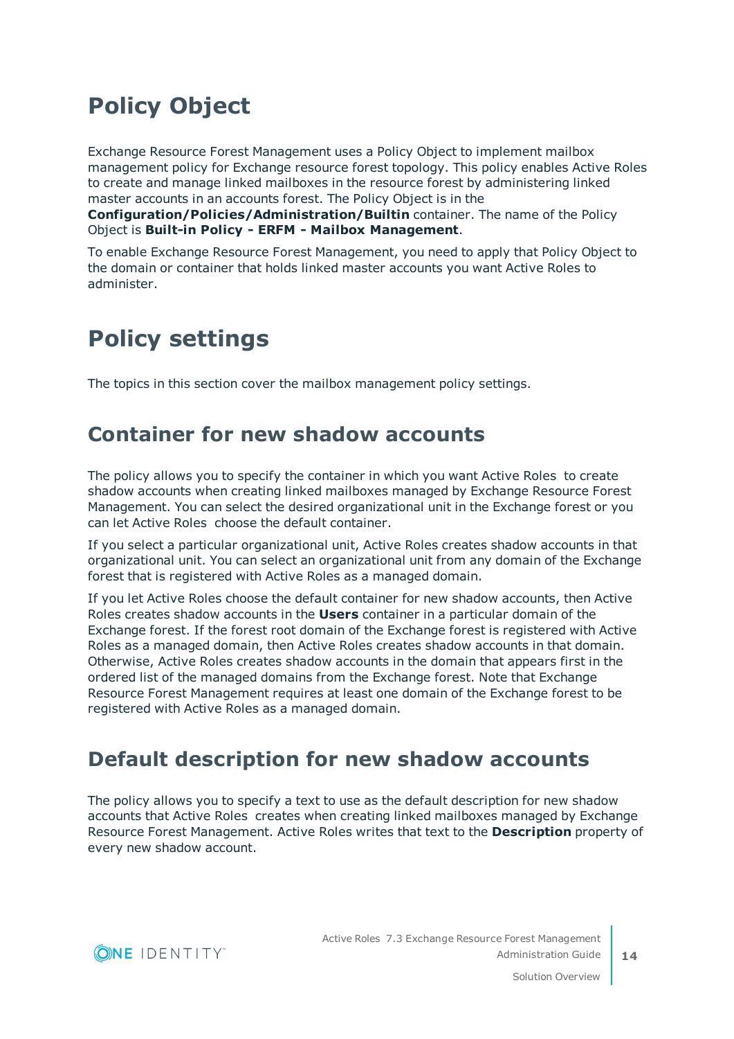# Policy Object

Exchange Resource Forest Management uses a Policy Object to implement mailbox management policy for Exchange resource forest topology. This policy enables Active Roles to create and manage linked mailboxes in the resource forest by administering linked master accounts in an accounts forest. The Policy Object is in the **Configuration/Policies/Administration/Builtin** container. The name of the Policy Object is **Built-in Policy - ERFM - Mailbox Management**.

To enable Exchange Resource Forest Management, you need to apply that Policy Object to the domain or container that holds linked master accounts you want Active Roles to administer.

# Policy settings

The topics in this section cover the mailbox management policy settings.

## Container for new shadow accounts

The policy allows you to specify the container in which you want Active Roles to create shadow accounts when creating linked mailboxes managed by Exchange Resource Forest Management. You can select the desired organizational unit in the Exchange forest or you can let Active Roles choose the default container.

If you select a particular organizational unit, Active Roles creates shadow accounts in that organizational unit. You can select an organizational unit from any domain of the Exchange forest that is registered with Active Roles as a managed domain.

If you let Active Roles choose the default container for new shadow accounts, then Active Roles creates shadow accounts in the **Users** container in a particular domain of the Exchange forest. If the forest root domain of the Exchange forest is registered with Active Roles as a managed domain, then Active Roles creates shadow accounts in that domain. Otherwise, Active Roles creates shadow accounts in the domain that appears first in the ordered list of the managed domains from the Exchange forest. Note that Exchange Resource Forest Management requires at least one domain of the Exchange forest to be registered with Active Roles as a managed domain.

## Default description for new shadow accounts

The policy allows you to specify a text to use as the default description for new shadow accounts that Active Roles creates when creating linked mailboxes managed by Exchange Resource Forest Management. Active Roles writes that text to the **Description** property of every new shadow account.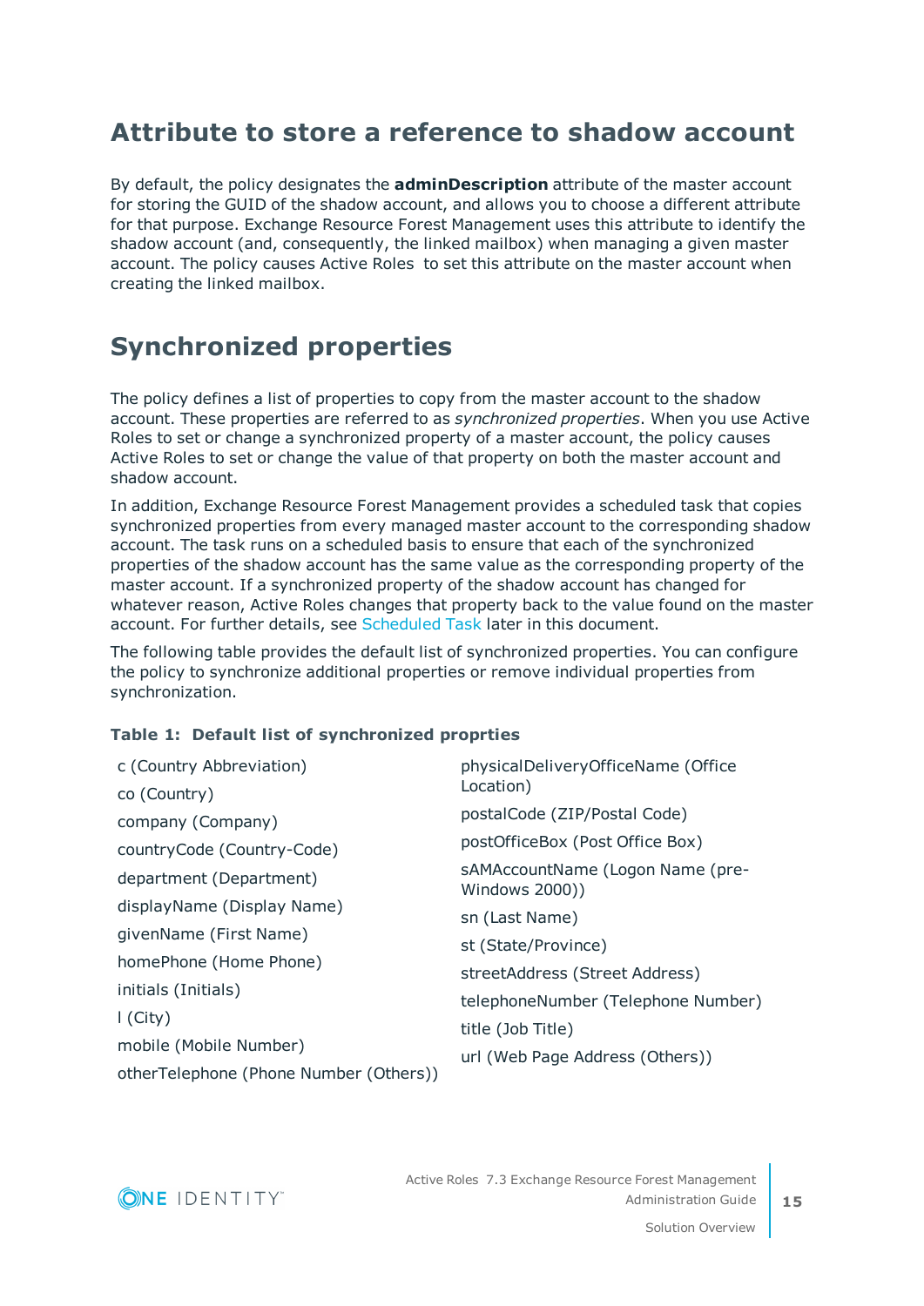# Attribute to store a reference to shadow account

By default, the policy designates the **adminDescription** attribute of the master account for storing the GUID of the shadow account, and allows you to choose a different attribute for that purpose. Exchange Resource Forest Management uses this attribute to identify the shadow account (and, consequently, the linked mailbox) when managing a given master account. The policy causes Active Roles to set this attribute on the master account when creating the linked mailbox.

# Synchronized properties

The policy defines a list of properties to copy from the master account to the shadow account. These properties are referred to as *synchronized properties*. When you use Active Roles to set or change a synchronized property of a master account, the policy causes Active Roles to set or change the value of that property on both the master account and shadow account.

In addition, Exchange Resource Forest Management provides a scheduled task that copies synchronized properties from every managed master account to the corresponding shadow account. The task runs on a scheduled basis to ensure that each of the synchronized properties of the shadow account has the same value as the corresponding property of the master account. If a synchronized property of the shadow account has changed for whatever reason, Active Roles changes that property back to the value found on the master account. For further details, see Scheduled Task later in this document.

The following table provides the default list of synchronized properties. You can configure the policy to synchronize additional properties or remove individual properties from synchronization.

**Table 1: Default list of synchronized proprties**

| | |
|---|---|
| c (Country Abbreviation) | physicalDeliveryOfficeName (Office Location) |
| co (Country) | postalCode (ZIP/Postal Code) |
| company (Company) | postOfficeBox (Post Office Box) |
| countryCode (Country-Code) | sAMAccountName (Logon Name (pre-Windows 2000)) |
| department (Department) | sn (Last Name) |
| displayName (Display Name) | st (State/Province) |
| givenName (First Name) | streetAddress (Street Address) |
| homePhone (Home Phone) | telephoneNumber (Telephone Number) |
| initials (Initials) | title (Job Title) |
| l (City) | url (Web Page Address (Others)) |
| mobile (Mobile Number) | |
| otherTelephone (Phone Number (Others)) | |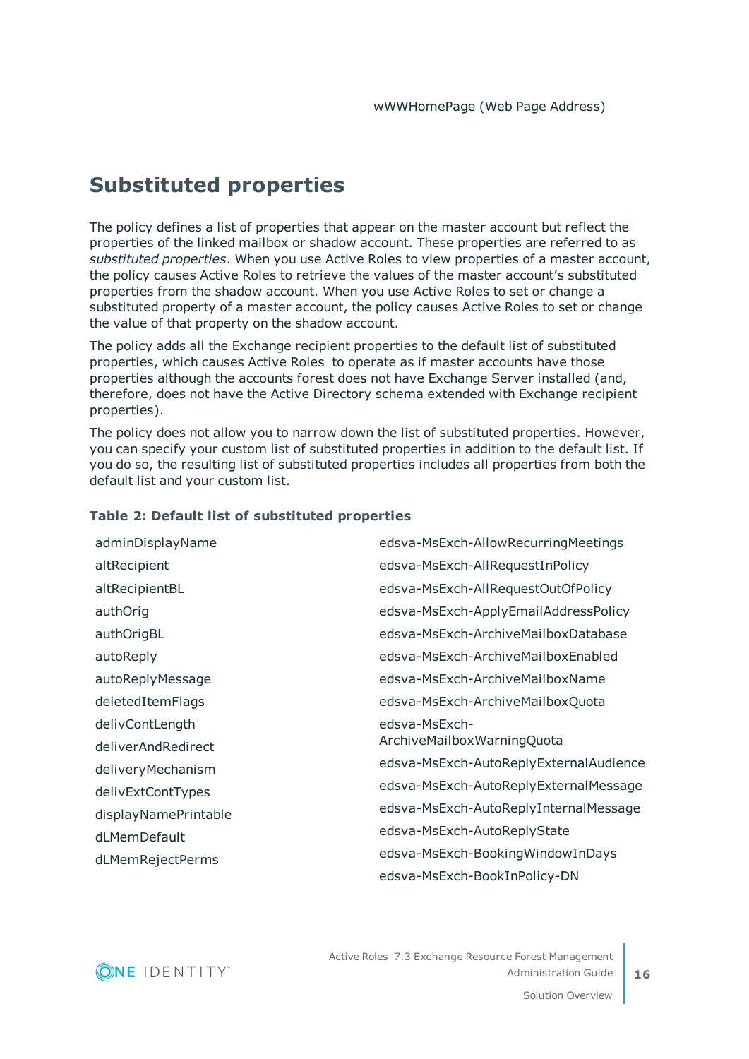wWWHomePage (Web Page Address)

## Substituted properties

The policy defines a list of properties that appear on the master account but reflect the properties of the linked mailbox or shadow account. These properties are referred to as *substituted properties*. When you use Active Roles to view properties of a master account, the policy causes Active Roles to retrieve the values of the master account's substituted properties from the shadow account. When you use Active Roles to set or change a substituted property of a master account, the policy causes Active Roles to set or change the value of that property on the shadow account.

The policy adds all the Exchange recipient properties to the default list of substituted properties, which causes Active Roles to operate as if master accounts have those properties although the accounts forest does not have Exchange Server installed (and, therefore, does not have the Active Directory schema extended with Exchange recipient properties).

The policy does not allow you to narrow down the list of substituted properties. However, you can specify your custom list of substituted properties in addition to the default list. If you do so, the resulting list of substituted properties includes all properties from both the default list and your custom list.

**Table 2: Default list of substituted properties**

| | |
|---|---|
| adminDisplayName | edsva-MsExch-AllowRecurringMeetings |
| altRecipient | edsva-MsExch-AllRequestInPolicy |
| altRecipientBL | edsva-MsExch-AllRequestOutOfPolicy |
| authOrig | edsva-MsExch-ApplyEmailAddressPolicy |
| authOrigBL | edsva-MsExch-ArchiveMailboxDatabase |
| autoReply | edsva-MsExch-ArchiveMailboxEnabled |
| autoReplyMessage | edsva-MsExch-ArchiveMailboxName |
| deletedItemFlags | edsva-MsExch-ArchiveMailboxQuota |
| delivContLength | edsva-MsExch-ArchiveMailboxWarningQuota |
| deliverAndRedirect | edsva-MsExch-AutoReplyExternalAudience |
| deliveryMechanism | edsva-MsExch-AutoReplyExternalMessage |
| delivExtContTypes | edsva-MsExch-AutoReplyInternalMessage |
| displayNamePrintable | edsva-MsExch-AutoReplyState |
| dLMemDefault | edsva-MsExch-BookingWindowInDays |
| dLMemRejectPerms | edsva-MsExch-BookInPolicy-DN |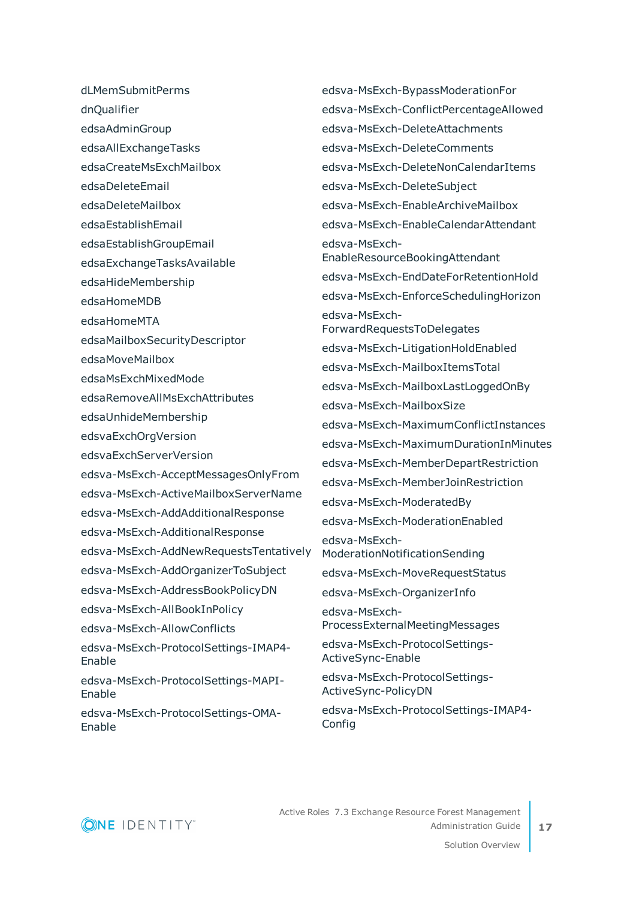dLMemSubmitPerms

dnQualifier

edsaAdminGroup

edsaAllExchangeTasks

edsaCreateMsExchMailbox

edsaDeleteEmail

edsaDeleteMailbox

edsaEstablishEmail

edsaEstablishGroupEmail

edsaExchangeTasksAvailable

edsaHideMembership

edsaHomeMDB

edsaHomeMTA

edsaMailboxSecurityDescriptor

edsaMoveMailbox

edsaMsExchMixedMode

edsaRemoveAllMsExchAttributes

edsaUnhideMembership

edsvaExchOrgVersion

edsvaExchServerVersion

edsva-MsExch-AcceptMessagesOnlyFrom

edsva-MsExch-ActiveMailboxServerName

edsva-MsExch-AddAdditionalResponse

edsva-MsExch-AdditionalResponse

edsva-MsExch-AddNewRequestsTentatively

edsva-MsExch-AddOrganizerToSubject

edsva-MsExch-AddressBookPolicyDN

edsva-MsExch-AllBookInPolicy

edsva-MsExch-AllowConflicts

edsva-MsExch-ProtocolSettings-IMAP4-Enable

edsva-MsExch-ProtocolSettings-MAPI-Enable

edsva-MsExch-ProtocolSettings-OMA-Enable

edsva-MsExch-BypassModerationFor

edsva-MsExch-ConflictPercentageAllowed

edsva-MsExch-DeleteAttachments

edsva-MsExch-DeleteComments

edsva-MsExch-DeleteNonCalendarItems

edsva-MsExch-DeleteSubject

edsva-MsExch-EnableArchiveMailbox

edsva-MsExch-EnableCalendarAttendant

edsva-MsExch-EnableResourceBookingAttendant

edsva-MsExch-EndDateForRetentionHold

edsva-MsExch-EnforceSchedulingHorizon

edsva-MsExch-ForwardRequestsToDelegates

edsva-MsExch-LitigationHoldEnabled

edsva-MsExch-MailboxItemsTotal

edsva-MsExch-MailboxLastLoggedOnBy

edsva-MsExch-MailboxSize

edsva-MsExch-MaximumConflictInstances

edsva-MsExch-MaximumDurationInMinutes

edsva-MsExch-MemberDepartRestriction

edsva-MsExch-MemberJoinRestriction

edsva-MsExch-ModeratedBy

edsva-MsExch-ModerationEnabled

edsva-MsExch-ModerationNotificationSending

edsva-MsExch-MoveRequestStatus

edsva-MsExch-OrganizerInfo

edsva-MsExch-ProcessExternalMeetingMessages

edsva-MsExch-ProtocolSettings-ActiveSync-Enable

edsva-MsExch-ProtocolSettings-ActiveSync-PolicyDN

edsva-MsExch-ProtocolSettings-IMAP4-Config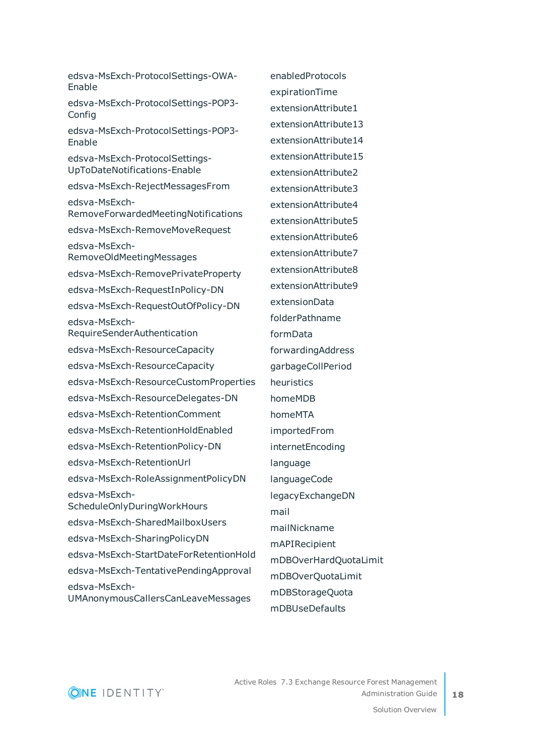edsva-MsExch-ProtocolSettings-OWA-Enable

edsva-MsExch-ProtocolSettings-POP3-Config

edsva-MsExch-ProtocolSettings-POP3-Enable

edsva-MsExch-ProtocolSettings-UpToDateNotifications-Enable

edsva-MsExch-RejectMessagesFrom

edsva-MsExch-RemoveForwardedMeetingNotifications

edsva-MsExch-RemoveMoveRequest

edsva-MsExch-RemoveOldMeetingMessages

edsva-MsExch-RemovePrivateProperty

edsva-MsExch-RequestInPolicy-DN

edsva-MsExch-RequestOutOfPolicy-DN

edsva-MsExch-RequireSenderAuthentication

edsva-MsExch-ResourceCapacity

edsva-MsExch-ResourceCapacity

edsva-MsExch-ResourceCustomProperties

edsva-MsExch-ResourceDelegates-DN

edsva-MsExch-RetentionComment

edsva-MsExch-RetentionHoldEnabled

edsva-MsExch-RetentionPolicy-DN

edsva-MsExch-RetentionUrl

edsva-MsExch-RoleAssignmentPolicyDN

edsva-MsExch-ScheduleOnlyDuringWorkHours

edsva-MsExch-SharedMailboxUsers

edsva-MsExch-SharingPolicyDN

edsva-MsExch-StartDateForRetentionHold

edsva-MsExch-TentativePendingApproval

edsva-MsExch-UMAnonymousCallersCanLeaveMessages

enabledProtocols

expirationTime

extensionAttribute1

extensionAttribute13

extensionAttribute14

extensionAttribute15

extensionAttribute2

extensionAttribute3

extensionAttribute4

extensionAttribute5

extensionAttribute6

extensionAttribute7

extensionAttribute8

extensionAttribute9

extensionData

folderPathname

formData

forwardingAddress

garbageCollPeriod

heuristics

homeMDB

homeMTA

importedFrom

internetEncoding

language

languageCode

legacyExchangeDN

mail

mailNickname

mAPIRecipient

mDBOverHardQuotaLimit

mDBOverQuotaLimit

mDBStorageQuota

mDBUseDefaults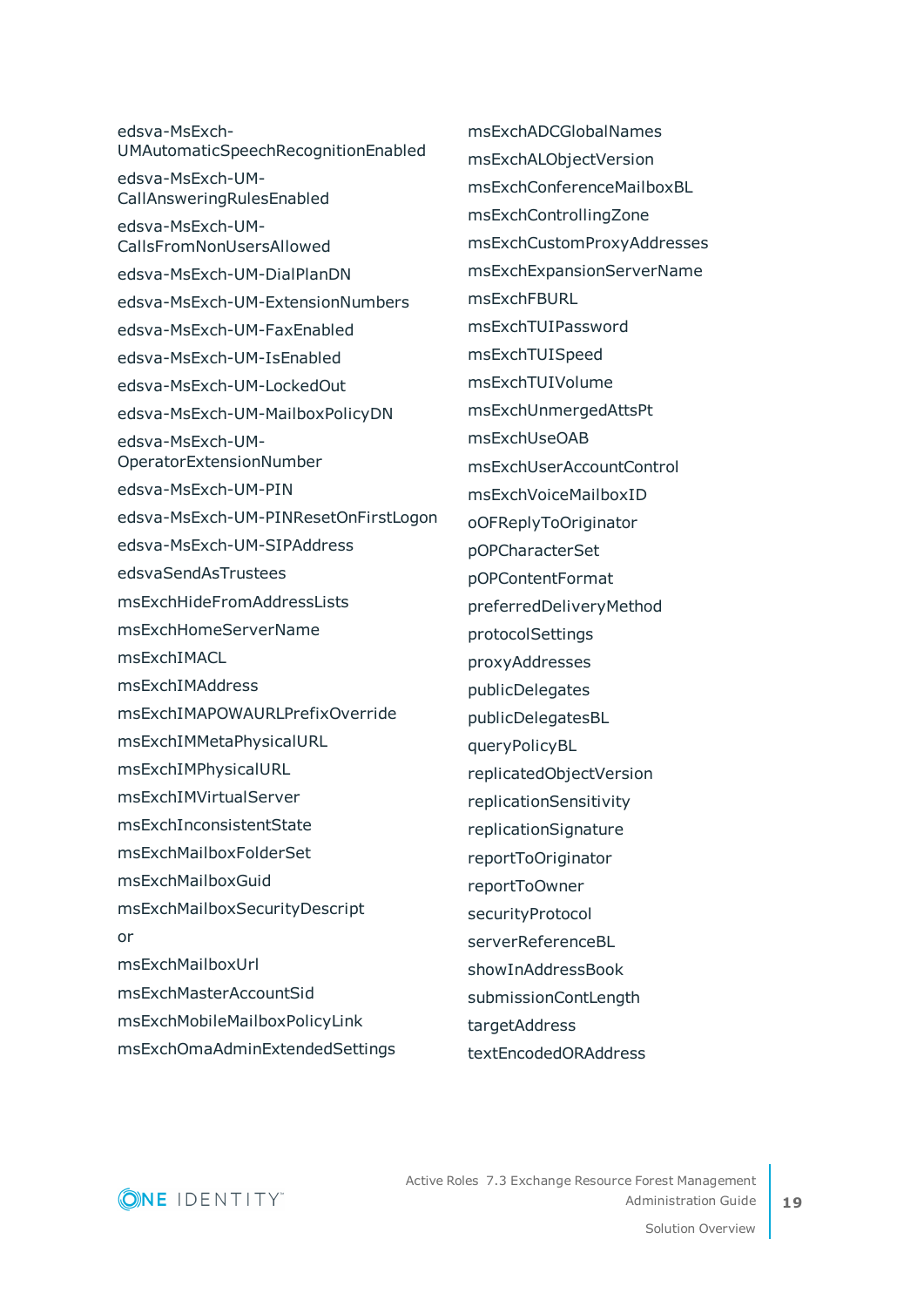edsva-MsExch-UMAutomaticSpeechRecognitionEnabled

edsva-MsExch-UM-CallAnsweringRulesEnabled

edsva-MsExch-UM-CallsFromNonUsersAllowed

edsva-MsExch-UM-DialPlanDN

edsva-MsExch-UM-ExtensionNumbers

edsva-MsExch-UM-FaxEnabled

edsva-MsExch-UM-IsEnabled

edsva-MsExch-UM-LockedOut

edsva-MsExch-UM-MailboxPolicyDN

edsva-MsExch-UM-OperatorExtensionNumber

edsva-MsExch-UM-PIN

edsva-MsExch-UM-PINResetOnFirstLogon

edsva-MsExch-UM-SIPAddress

edsvaSendAsTrustees

msExchHideFromAddressLists

msExchHomeServerName

msExchIMACL

msExchIMAddress

msExchIMAPOWAURLPrefixOverride

msExchIMMetaPhysicalURL

msExchIMPhysicalURL

msExchIMVirtualServer

msExchInconsistentState

msExchMailboxFolderSet

msExchMailboxGuid

msExchMailboxSecurityDescript

or

msExchMailboxUrl

msExchMasterAccountSid

msExchMobileMailboxPolicyLink

msExchOmaAdminExtendedSettings

msExchADCGlobalNames

msExchALObjectVersion

msExchConferenceMailboxBL

msExchControllingZone

msExchCustomProxyAddresses

msExchExpansionServerName

msExchFBURL

msExchTUIPassword

msExchTUISpeed

msExchTUIVolume

msExchUnmergedAttsPt

msExchUseOAB

msExchUserAccountControl

msExchVoiceMailboxID

oOFReplyToOriginator

pOPCharacterSet

pOPContentFormat

preferredDeliveryMethod

protocolSettings

proxyAddresses

publicDelegates

publicDelegatesBL

queryPolicyBL

replicatedObjectVersion

replicationSensitivity

replicationSignature

reportToOriginator

reportToOwner

securityProtocol

serverReferenceBL

showInAddressBook

submissionContLength

targetAddress

textEncodedORAddress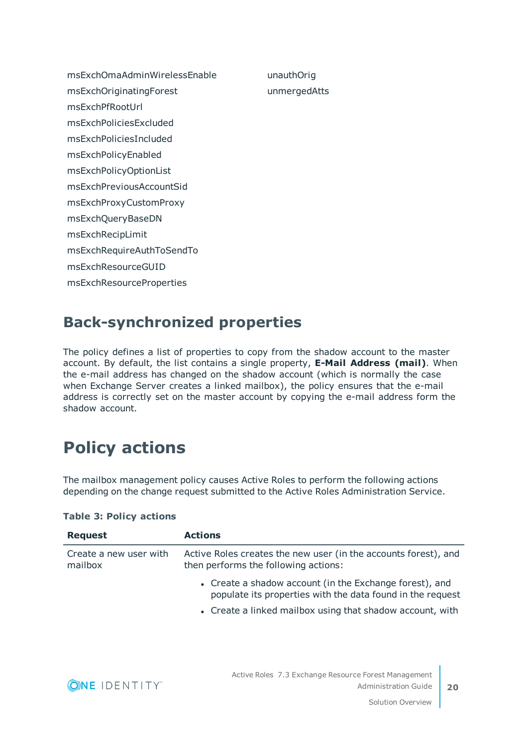msExchOmaAdminWirelessEnable
msExchOriginatingForest
msExchPfRootUrl
msExchPoliciesExcluded
msExchPoliciesIncluded
msExchPolicyEnabled
msExchPolicyOptionList
msExchPreviousAccountSid
msExchProxyCustomProxy
msExchQueryBaseDN
msExchRecipLimit
msExchRequireAuthToSendTo
msExchResourceGUID
msExchResourceProperties
unauthOrig
unmergedAtts

## Back-synchronized properties

The policy defines a list of properties to copy from the shadow account to the master account. By default, the list contains a single property, **E-Mail Address (mail)**. When the e-mail address has changed on the shadow account (which is normally the case when Exchange Server creates a linked mailbox), the policy ensures that the e-mail address is correctly set on the master account by copying the e-mail address form the shadow account.

# Policy actions

The mailbox management policy causes Active Roles to perform the following actions depending on the change request submitted to the Active Roles Administration Service.

**Table 3: Policy actions**

| Request | Actions |
| --- | --- |
| Create a new user with mailbox | Active Roles creates the new user (in the accounts forest), and then performs the following actions:<br>• Create a shadow account (in the Exchange forest), and populate its properties with the data found in the request<br>• Create a linked mailbox using that shadow account, with |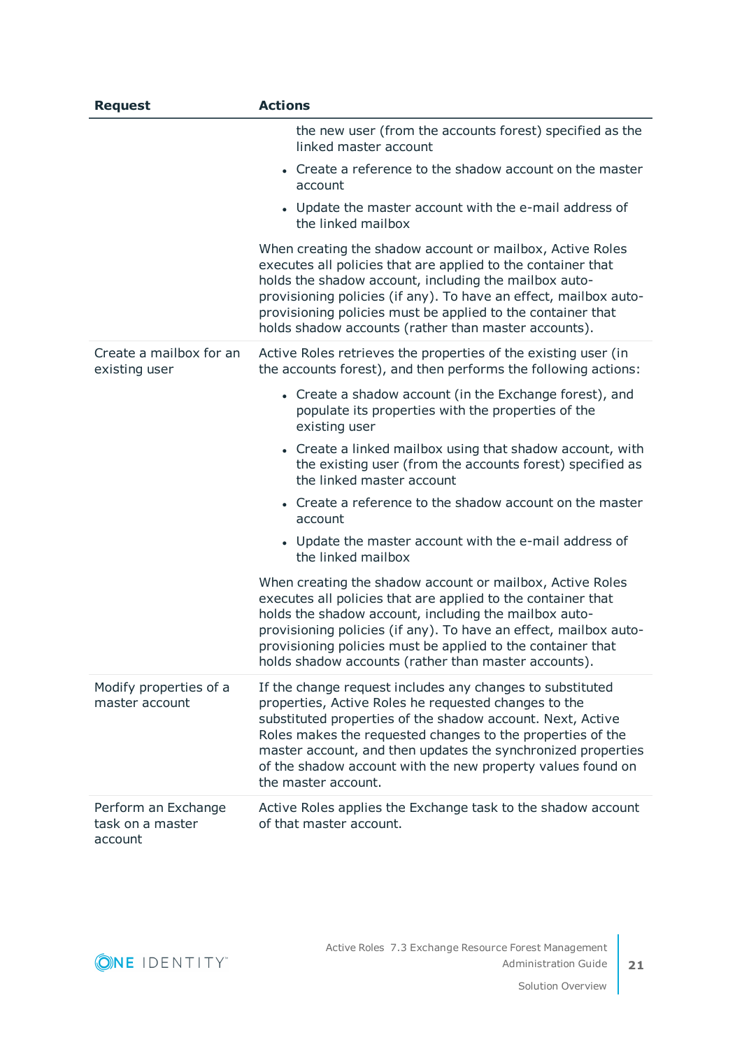| Request | Actions |
| --- | --- |
| | <ul><li>the new user (from the accounts forest) specified as the linked master account</li><li>Create a reference to the shadow account on the master account</li><li>Update the master account with the e-mail address of the linked mailbox</li></ul>When creating the shadow account or mailbox, Active Roles executes all policies that are applied to the container that holds the shadow account, including the mailbox auto-provisioning policies (if any). To have an effect, mailbox auto-provisioning policies must be applied to the container that holds shadow accounts (rather than master accounts). |
| Create a mailbox for an existing user | Active Roles retrieves the properties of the existing user (in the accounts forest), and then performs the following actions:<ul><li>Create a shadow account (in the Exchange forest), and populate its properties with the properties of the existing user</li><li>Create a linked mailbox using that shadow account, with the existing user (from the accounts forest) specified as the linked master account</li><li>Create a reference to the shadow account on the master account</li><li>Update the master account with the e-mail address of the linked mailbox</li></ul>When creating the shadow account or mailbox, Active Roles executes all policies that are applied to the container that holds the shadow account, including the mailbox auto-provisioning policies (if any). To have an effect, mailbox auto-provisioning policies must be applied to the container that holds shadow accounts (rather than master accounts). |
| Modify properties of a master account | If the change request includes any changes to substituted properties, Active Roles he requested changes to the substituted properties of the shadow account. Next, Active Roles makes the requested changes to the properties of the master account, and then updates the synchronized properties of the shadow account with the new property values found on the master account. |
| Perform an Exchange task on a master account | Active Roles applies the Exchange task to the shadow account of that master account. |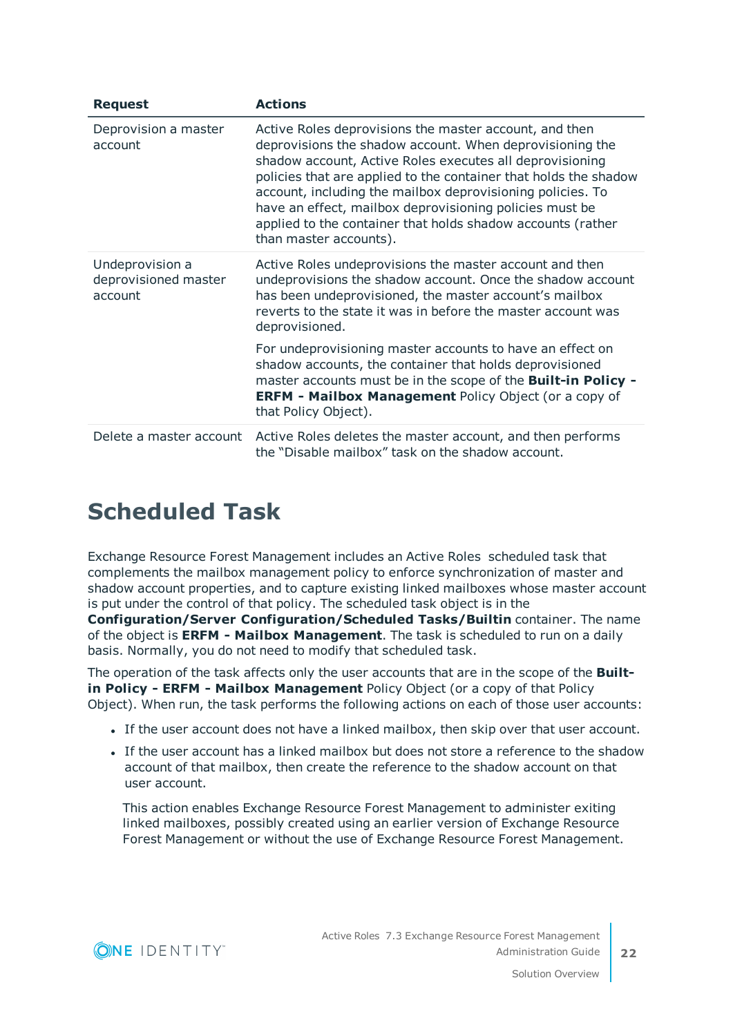| Request | Actions |
| --- | --- |
| Deprovision a master account | Active Roles deprovisions the master account, and then deprovisions the shadow account. When deprovisioning the shadow account, Active Roles executes all deprovisioning policies that are applied to the container that holds the shadow account, including the mailbox deprovisioning policies. To have an effect, mailbox deprovisioning policies must be applied to the container that holds shadow accounts (rather than master accounts). |
| Undeprovision a deprovisioned master account | Active Roles undeprovisions the master account and then undeprovisions the shadow account. Once the shadow account has been undeprovisioned, the master account's mailbox reverts to the state it was in before the master account was deprovisioned.<br><br>For undeprovisioning master accounts to have an effect on shadow accounts, the container that holds deprovisioned master accounts must be in the scope of the **Built-in Policy - ERFM - Mailbox Management** Policy Object (or a copy of that Policy Object). |
| Delete a master account | Active Roles deletes the master account, and then performs the "Disable mailbox" task on the shadow account. |

# Scheduled Task

Exchange Resource Forest Management includes an Active Roles scheduled task that complements the mailbox management policy to enforce synchronization of master and shadow account properties, and to capture existing linked mailboxes whose master account is put under the control of that policy. The scheduled task object is in the **Configuration/Server Configuration/Scheduled Tasks/Builtin** container. The name of the object is **ERFM - Mailbox Management**. The task is scheduled to run on a daily basis. Normally, you do not need to modify that scheduled task.

The operation of the task affects only the user accounts that are in the scope of the **Built-in Policy - ERFM - Mailbox Management** Policy Object (or a copy of that Policy Object). When run, the task performs the following actions on each of those user accounts:

- If the user account does not have a linked mailbox, then skip over that user account.
- If the user account has a linked mailbox but does not store a reference to the shadow account of that mailbox, then create the reference to the shadow account on that user account.

  This action enables Exchange Resource Forest Management to administer exiting linked mailboxes, possibly created using an earlier version of Exchange Resource Forest Management or without the use of Exchange Resource Forest Management.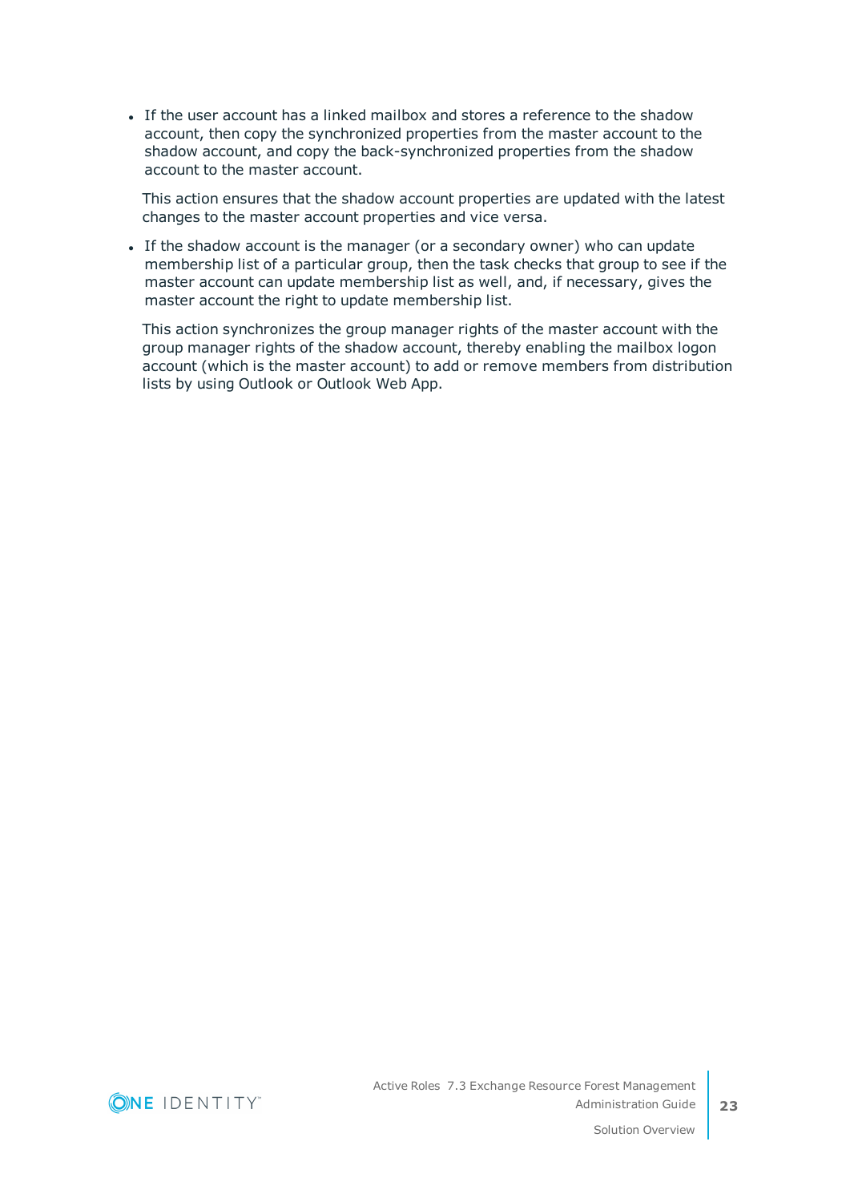- If the user account has a linked mailbox and stores a reference to the shadow account, then copy the synchronized properties from the master account to the shadow account, and copy the back-synchronized properties from the shadow account to the master account.

  This action ensures that the shadow account properties are updated with the latest changes to the master account properties and vice versa.

- If the shadow account is the manager (or a secondary owner) who can update membership list of a particular group, then the task checks that group to see if the master account can update membership list as well, and, if necessary, gives the master account the right to update membership list.

  This action synchronizes the group manager rights of the master account with the group manager rights of the shadow account, thereby enabling the mailbox logon account (which is the master account) to add or remove members from distribution lists by using Outlook or Outlook Web App.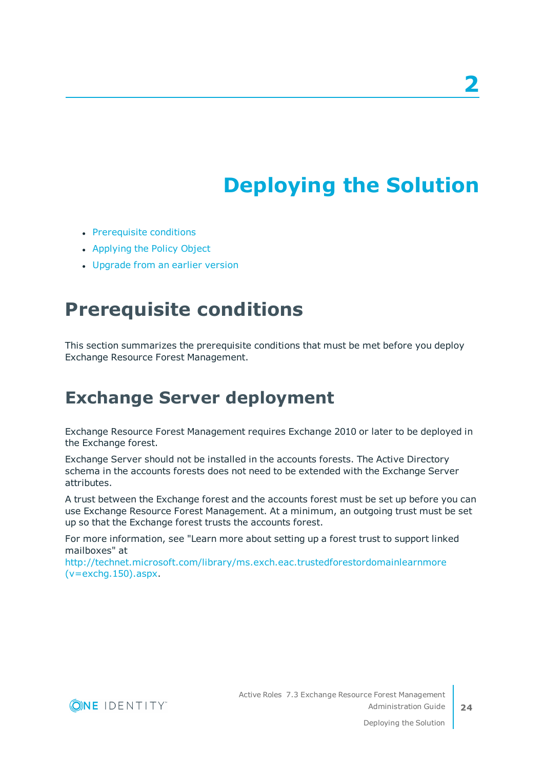# 2 Deploying the Solution

- Prerequisite conditions
- Applying the Policy Object
- Upgrade from an earlier version

## Prerequisite conditions

This section summarizes the prerequisite conditions that must be met before you deploy Exchange Resource Forest Management.

## Exchange Server deployment

Exchange Resource Forest Management requires Exchange 2010 or later to be deployed in the Exchange forest.

Exchange Server should not be installed in the accounts forests. The Active Directory schema in the accounts forests does not need to be extended with the Exchange Server attributes.

A trust between the Exchange forest and the accounts forest must be set up before you can use Exchange Resource Forest Management. At a minimum, an outgoing trust must be set up so that the Exchange forest trusts the accounts forest.

For more information, see "Learn more about setting up a forest trust to support linked mailboxes" at http://technet.microsoft.com/library/ms.exch.eac.trustedforestordomainlearnmore(v=exchg.150).aspx.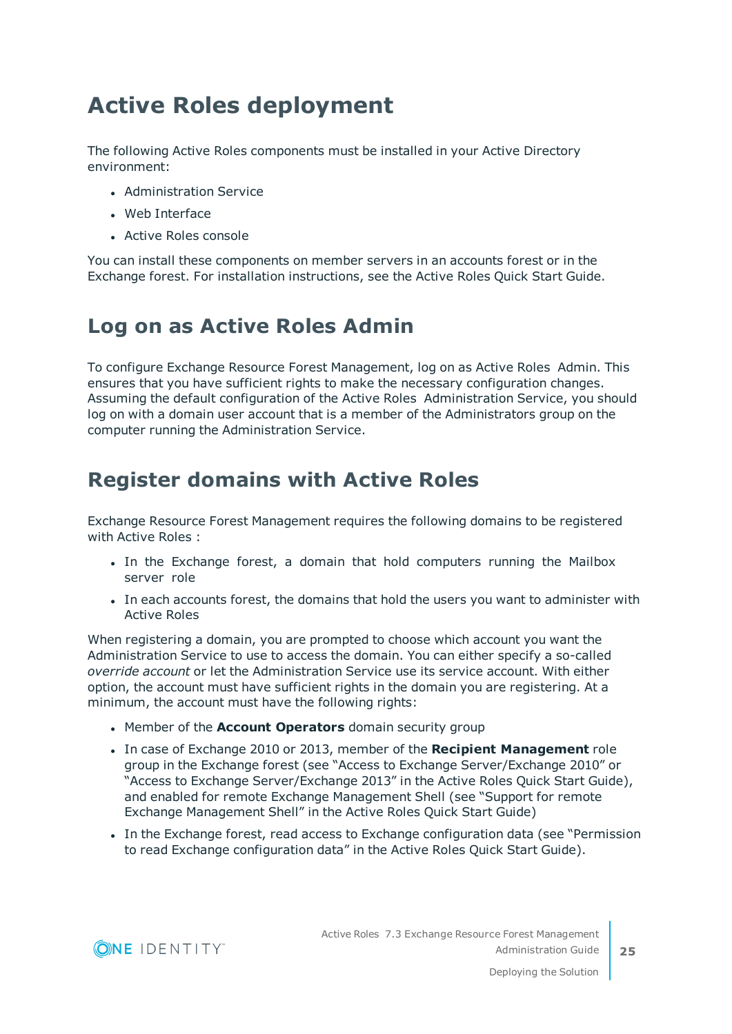# Active Roles deployment

The following Active Roles components must be installed in your Active Directory environment:

- Administration Service
- Web Interface
- Active Roles console

You can install these components on member servers in an accounts forest or in the Exchange forest. For installation instructions, see the Active Roles Quick Start Guide.

# Log on as Active Roles Admin

To configure Exchange Resource Forest Management, log on as Active Roles Admin. This ensures that you have sufficient rights to make the necessary configuration changes. Assuming the default configuration of the Active Roles Administration Service, you should log on with a domain user account that is a member of the Administrators group on the computer running the Administration Service.

# Register domains with Active Roles

Exchange Resource Forest Management requires the following domains to be registered with Active Roles :

- In the Exchange forest, a domain that hold computers running the Mailbox server role
- In each accounts forest, the domains that hold the users you want to administer with Active Roles

When registering a domain, you are prompted to choose which account you want the Administration Service to use to access the domain. You can either specify a so-called *override account* or let the Administration Service use its service account. With either option, the account must have sufficient rights in the domain you are registering. At a minimum, the account must have the following rights:

- Member of the **Account Operators** domain security group
- In case of Exchange 2010 or 2013, member of the **Recipient Management** role group in the Exchange forest (see "Access to Exchange Server/Exchange 2010" or "Access to Exchange Server/Exchange 2013" in the Active Roles Quick Start Guide), and enabled for remote Exchange Management Shell (see "Support for remote Exchange Management Shell" in the Active Roles Quick Start Guide)
- In the Exchange forest, read access to Exchange configuration data (see "Permission to read Exchange configuration data" in the Active Roles Quick Start Guide).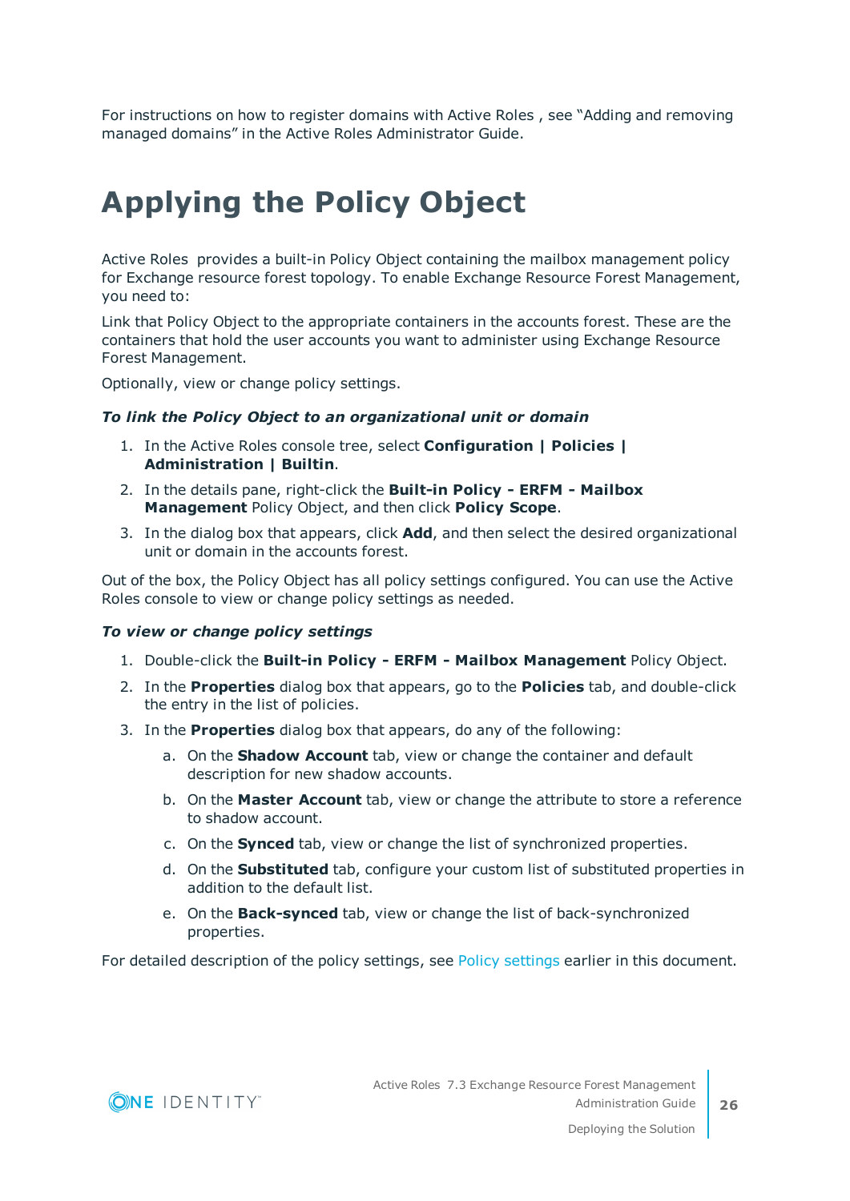For instructions on how to register domains with Active Roles , see "Adding and removing managed domains" in the Active Roles Administrator Guide.

# Applying the Policy Object

Active Roles provides a built-in Policy Object containing the mailbox management policy for Exchange resource forest topology. To enable Exchange Resource Forest Management, you need to:

Link that Policy Object to the appropriate containers in the accounts forest. These are the containers that hold the user accounts you want to administer using Exchange Resource Forest Management.

Optionally, view or change policy settings.

***To link the Policy Object to an organizational unit or domain***

1. In the Active Roles console tree, select **Configuration | Policies | Administration | Builtin**.
2. In the details pane, right-click the **Built-in Policy - ERFM - Mailbox Management** Policy Object, and then click **Policy Scope**.
3. In the dialog box that appears, click **Add**, and then select the desired organizational unit or domain in the accounts forest.

Out of the box, the Policy Object has all policy settings configured. You can use the Active Roles console to view or change policy settings as needed.

***To view or change policy settings***

1. Double-click the **Built-in Policy - ERFM - Mailbox Management** Policy Object.
2. In the **Properties** dialog box that appears, go to the **Policies** tab, and double-click the entry in the list of policies.
3. In the **Properties** dialog box that appears, do any of the following:
   a. On the **Shadow Account** tab, view or change the container and default description for new shadow accounts.
   b. On the **Master Account** tab, view or change the attribute to store a reference to shadow account.
   c. On the **Synced** tab, view or change the list of synchronized properties.
   d. On the **Substituted** tab, configure your custom list of substituted properties in addition to the default list.
   e. On the **Back-synced** tab, view or change the list of back-synchronized properties.

For detailed description of the policy settings, see Policy settings earlier in this document.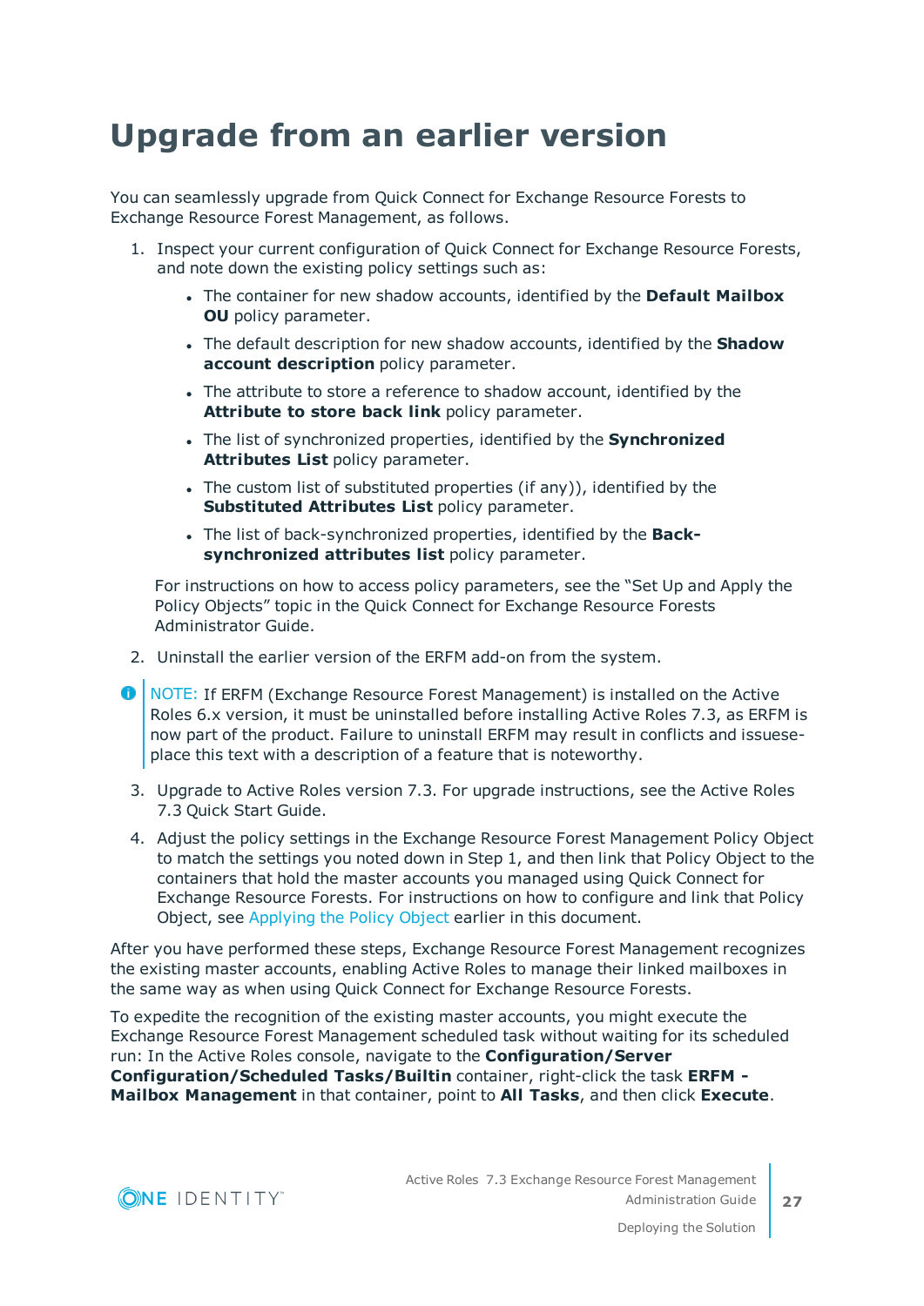# Upgrade from an earlier version

You can seamlessly upgrade from Quick Connect for Exchange Resource Forests to Exchange Resource Forest Management, as follows.

1. Inspect your current configuration of Quick Connect for Exchange Resource Forests, and note down the existing policy settings such as:

   - The container for new shadow accounts, identified by the **Default Mailbox OU** policy parameter.
   - The default description for new shadow accounts, identified by the **Shadow account description** policy parameter.
   - The attribute to store a reference to shadow account, identified by the **Attribute to store back link** policy parameter.
   - The list of synchronized properties, identified by the **Synchronized Attributes List** policy parameter.
   - The custom list of substituted properties (if any)), identified by the **Substituted Attributes List** policy parameter.
   - The list of back-synchronized properties, identified by the **Back-synchronized attributes list** policy parameter.

   For instructions on how to access policy parameters, see the "Set Up and Apply the Policy Objects" topic in the Quick Connect for Exchange Resource Forests Administrator Guide.

2. Uninstall the earlier version of the ERFM add-on from the system.

NOTE: If ERFM (Exchange Resource Forest Management) is installed on the Active Roles 6.x version, it must be uninstalled before installing Active Roles 7.3, as ERFM is now part of the product. Failure to uninstall ERFM may result in conflicts and issuese-place this text with a description of a feature that is noteworthy.

3. Upgrade to Active Roles version 7.3. For upgrade instructions, see the Active Roles 7.3 Quick Start Guide.

4. Adjust the policy settings in the Exchange Resource Forest Management Policy Object to match the settings you noted down in Step 1, and then link that Policy Object to the containers that hold the master accounts you managed using Quick Connect for Exchange Resource Forests. For instructions on how to configure and link that Policy Object, see Applying the Policy Object earlier in this document.

After you have performed these steps, Exchange Resource Forest Management recognizes the existing master accounts, enabling Active Roles to manage their linked mailboxes in the same way as when using Quick Connect for Exchange Resource Forests.

To expedite the recognition of the existing master accounts, you might execute the Exchange Resource Forest Management scheduled task without waiting for its scheduled run: In the Active Roles console, navigate to the **Configuration/Server Configuration/Scheduled Tasks/Builtin** container, right-click the task **ERFM - Mailbox Management** in that container, point to **All Tasks**, and then click **Execute**.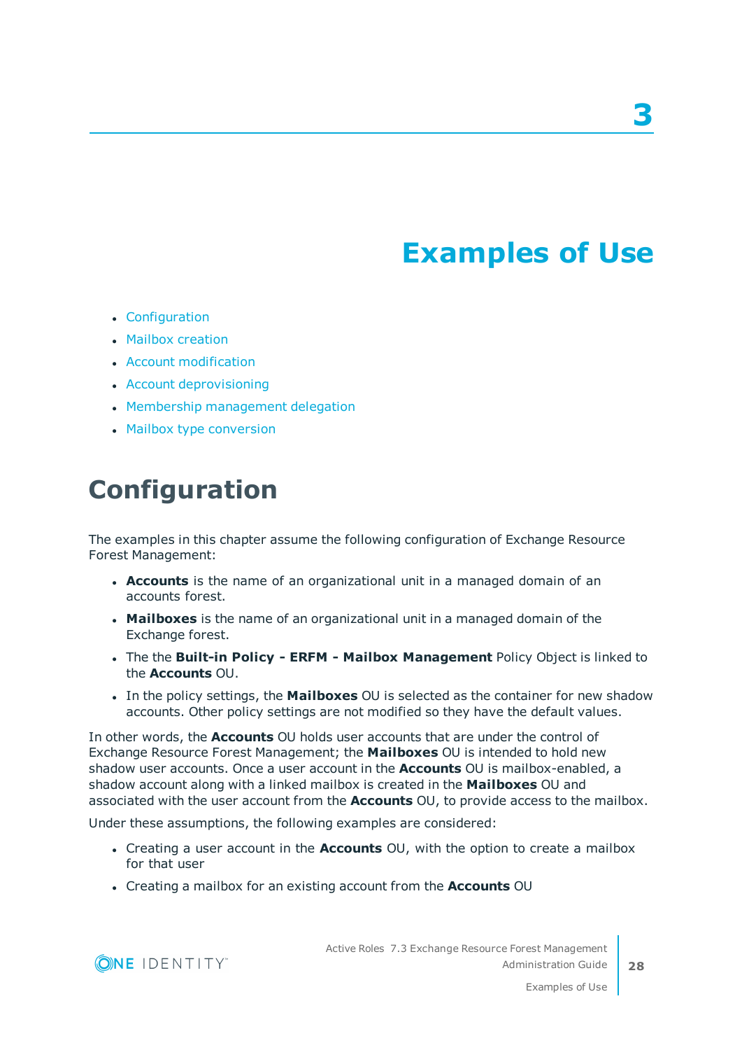# 3

# Examples of Use

- Configuration
- Mailbox creation
- Account modification
- Account deprovisioning
- Membership management delegation
- Mailbox type conversion

## Configuration

The examples in this chapter assume the following configuration of Exchange Resource Forest Management:

- **Accounts** is the name of an organizational unit in a managed domain of an accounts forest.
- **Mailboxes** is the name of an organizational unit in a managed domain of the Exchange forest.
- The the **Built-in Policy - ERFM - Mailbox Management** Policy Object is linked to the **Accounts** OU.
- In the policy settings, the **Mailboxes** OU is selected as the container for new shadow accounts. Other policy settings are not modified so they have the default values.

In other words, the **Accounts** OU holds user accounts that are under the control of Exchange Resource Forest Management; the **Mailboxes** OU is intended to hold new shadow user accounts. Once a user account in the **Accounts** OU is mailbox-enabled, a shadow account along with a linked mailbox is created in the **Mailboxes** OU and associated with the user account from the **Accounts** OU, to provide access to the mailbox.

Under these assumptions, the following examples are considered:

- Creating a user account in the **Accounts** OU, with the option to create a mailbox for that user
- Creating a mailbox for an existing account from the **Accounts** OU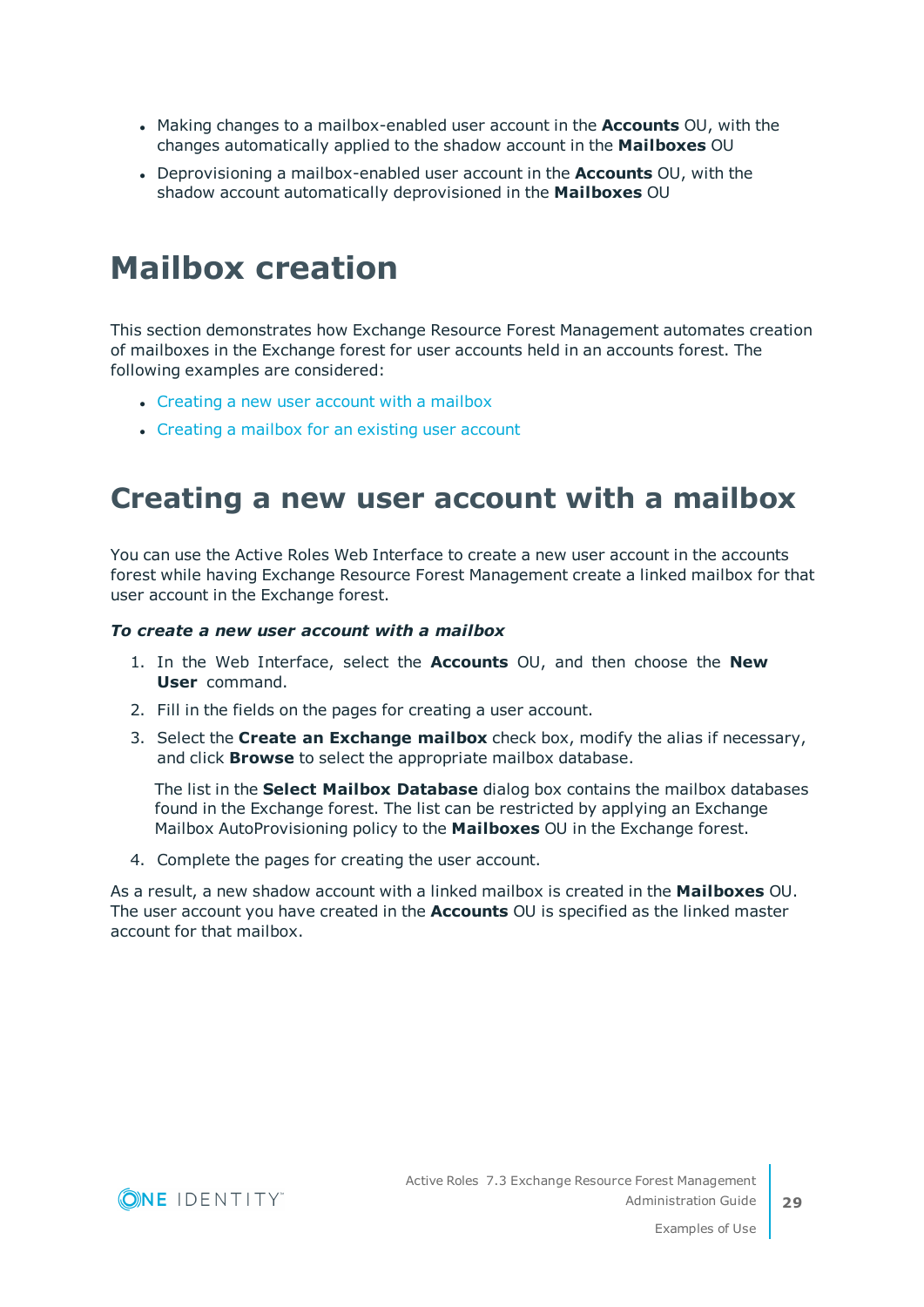- Making changes to a mailbox-enabled user account in the **Accounts** OU, with the changes automatically applied to the shadow account in the **Mailboxes** OU
- Deprovisioning a mailbox-enabled user account in the **Accounts** OU, with the shadow account automatically deprovisioned in the **Mailboxes** OU

# Mailbox creation

This section demonstrates how Exchange Resource Forest Management automates creation of mailboxes in the Exchange forest for user accounts held in an accounts forest. The following examples are considered:

- Creating a new user account with a mailbox
- Creating a mailbox for an existing user account

## Creating a new user account with a mailbox

You can use the Active Roles Web Interface to create a new user account in the accounts forest while having Exchange Resource Forest Management create a linked mailbox for that user account in the Exchange forest.

***To create a new user account with a mailbox***

1. In the Web Interface, select the **Accounts** OU, and then choose the **New User** command.
2. Fill in the fields on the pages for creating a user account.
3. Select the **Create an Exchange mailbox** check box, modify the alias if necessary, and click **Browse** to select the appropriate mailbox database.

   The list in the **Select Mailbox Database** dialog box contains the mailbox databases found in the Exchange forest. The list can be restricted by applying an Exchange Mailbox AutoProvisioning policy to the **Mailboxes** OU in the Exchange forest.
4. Complete the pages for creating the user account.

As a result, a new shadow account with a linked mailbox is created in the **Mailboxes** OU. The user account you have created in the **Accounts** OU is specified as the linked master account for that mailbox.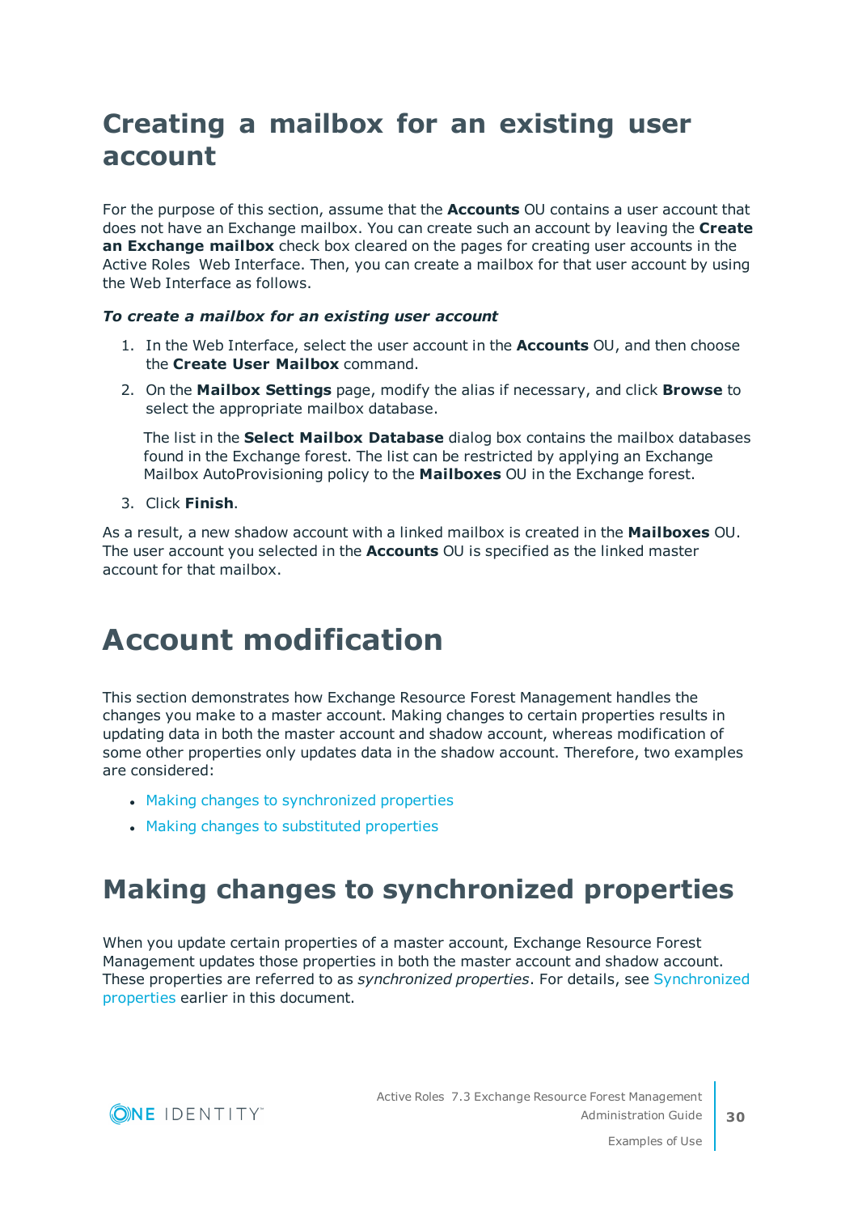## Creating a mailbox for an existing user account

For the purpose of this section, assume that the **Accounts** OU contains a user account that does not have an Exchange mailbox. You can create such an account by leaving the **Create an Exchange mailbox** check box cleared on the pages for creating user accounts in the Active Roles Web Interface. Then, you can create a mailbox for that user account by using the Web Interface as follows.

***To create a mailbox for an existing user account***

1. In the Web Interface, select the user account in the **Accounts** OU, and then choose the **Create User Mailbox** command.
2. On the **Mailbox Settings** page, modify the alias if necessary, and click **Browse** to select the appropriate mailbox database.

   The list in the **Select Mailbox Database** dialog box contains the mailbox databases found in the Exchange forest. The list can be restricted by applying an Exchange Mailbox AutoProvisioning policy to the **Mailboxes** OU in the Exchange forest.
3. Click **Finish**.

As a result, a new shadow account with a linked mailbox is created in the **Mailboxes** OU. The user account you selected in the **Accounts** OU is specified as the linked master account for that mailbox.

# Account modification

This section demonstrates how Exchange Resource Forest Management handles the changes you make to a master account. Making changes to certain properties results in updating data in both the master account and shadow account, whereas modification of some other properties only updates data in the shadow account. Therefore, two examples are considered:

- Making changes to synchronized properties
- Making changes to substituted properties

## Making changes to synchronized properties

When you update certain properties of a master account, Exchange Resource Forest Management updates those properties in both the master account and shadow account. These properties are referred to as *synchronized properties*. For details, see Synchronized properties earlier in this document.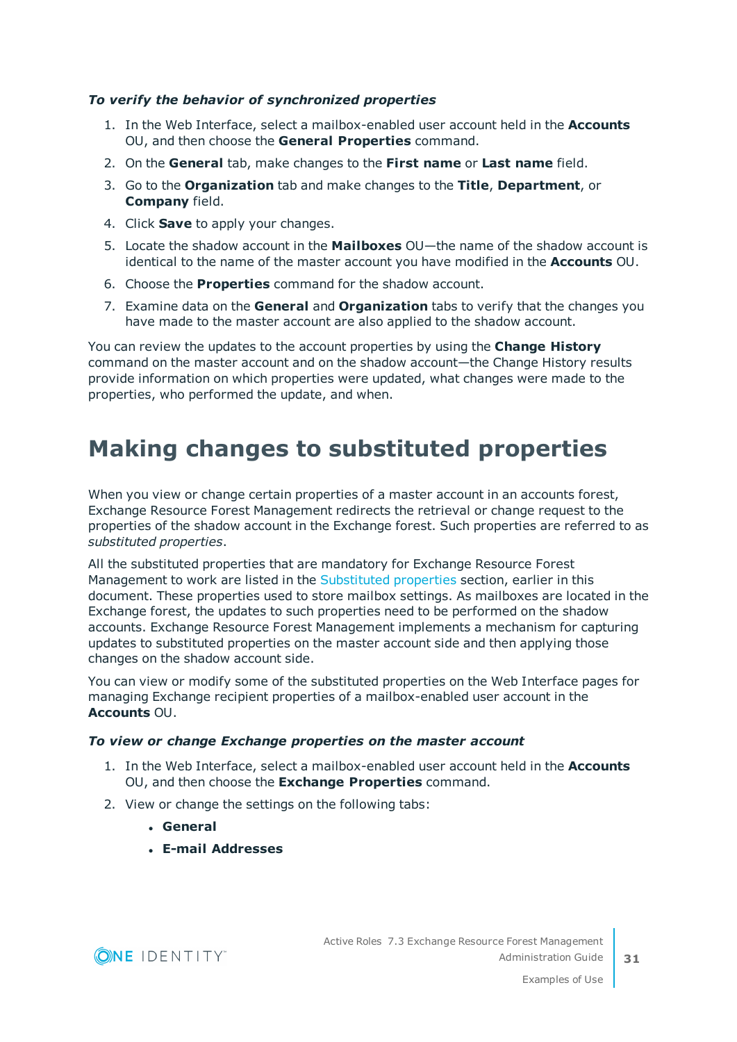*To verify the behavior of synchronized properties*

1. In the Web Interface, select a mailbox-enabled user account held in the **Accounts** OU, and then choose the **General Properties** command.
2. On the **General** tab, make changes to the **First name** or **Last name** field.
3. Go to the **Organization** tab and make changes to the **Title**, **Department**, or **Company** field.
4. Click **Save** to apply your changes.
5. Locate the shadow account in the **Mailboxes** OU—the name of the shadow account is identical to the name of the master account you have modified in the **Accounts** OU.
6. Choose the **Properties** command for the shadow account.
7. Examine data on the **General** and **Organization** tabs to verify that the changes you have made to the master account are also applied to the shadow account.

You can review the updates to the account properties by using the **Change History** command on the master account and on the shadow account—the Change History results provide information on which properties were updated, what changes were made to the properties, who performed the update, and when.

# Making changes to substituted properties

When you view or change certain properties of a master account in an accounts forest, Exchange Resource Forest Management redirects the retrieval or change request to the properties of the shadow account in the Exchange forest. Such properties are referred to as *substituted properties*.

All the substituted properties that are mandatory for Exchange Resource Forest Management to work are listed in the Substituted properties section, earlier in this document. These properties used to store mailbox settings. As mailboxes are located in the Exchange forest, the updates to such properties need to be performed on the shadow accounts. Exchange Resource Forest Management implements a mechanism for capturing updates to substituted properties on the master account side and then applying those changes on the shadow account side.

You can view or modify some of the substituted properties on the Web Interface pages for managing Exchange recipient properties of a mailbox-enabled user account in the **Accounts** OU.

*To view or change Exchange properties on the master account*

1. In the Web Interface, select a mailbox-enabled user account held in the **Accounts** OU, and then choose the **Exchange Properties** command.
2. View or change the settings on the following tabs:
   - **General**
   - **E-mail Addresses**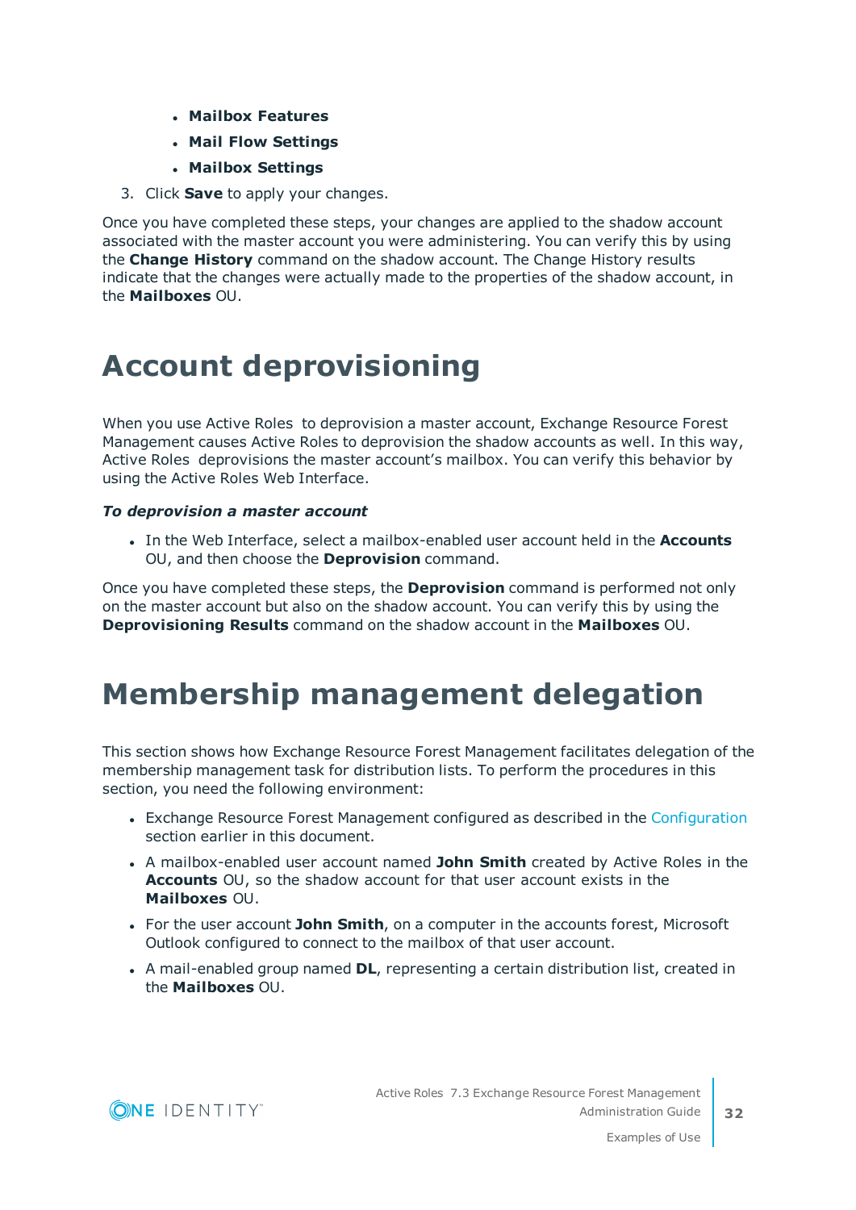- **Mailbox Features**
- **Mail Flow Settings**
- **Mailbox Settings**

3. Click **Save** to apply your changes.

Once you have completed these steps, your changes are applied to the shadow account associated with the master account you were administering. You can verify this by using the **Change History** command on the shadow account. The Change History results indicate that the changes were actually made to the properties of the shadow account, in the **Mailboxes** OU.

# Account deprovisioning

When you use Active Roles to deprovision a master account, Exchange Resource Forest Management causes Active Roles to deprovision the shadow accounts as well. In this way, Active Roles deprovisions the master account's mailbox. You can verify this behavior by using the Active Roles Web Interface.

***To deprovision a master account***

- In the Web Interface, select a mailbox-enabled user account held in the **Accounts** OU, and then choose the **Deprovision** command.

Once you have completed these steps, the **Deprovision** command is performed not only on the master account but also on the shadow account. You can verify this by using the **Deprovisioning Results** command on the shadow account in the **Mailboxes** OU.

# Membership management delegation

This section shows how Exchange Resource Forest Management facilitates delegation of the membership management task for distribution lists. To perform the procedures in this section, you need the following environment:

- Exchange Resource Forest Management configured as described in the Configuration section earlier in this document.
- A mailbox-enabled user account named **John Smith** created by Active Roles in the **Accounts** OU, so the shadow account for that user account exists in the **Mailboxes** OU.
- For the user account **John Smith**, on a computer in the accounts forest, Microsoft Outlook configured to connect to the mailbox of that user account.
- A mail-enabled group named **DL**, representing a certain distribution list, created in the **Mailboxes** OU.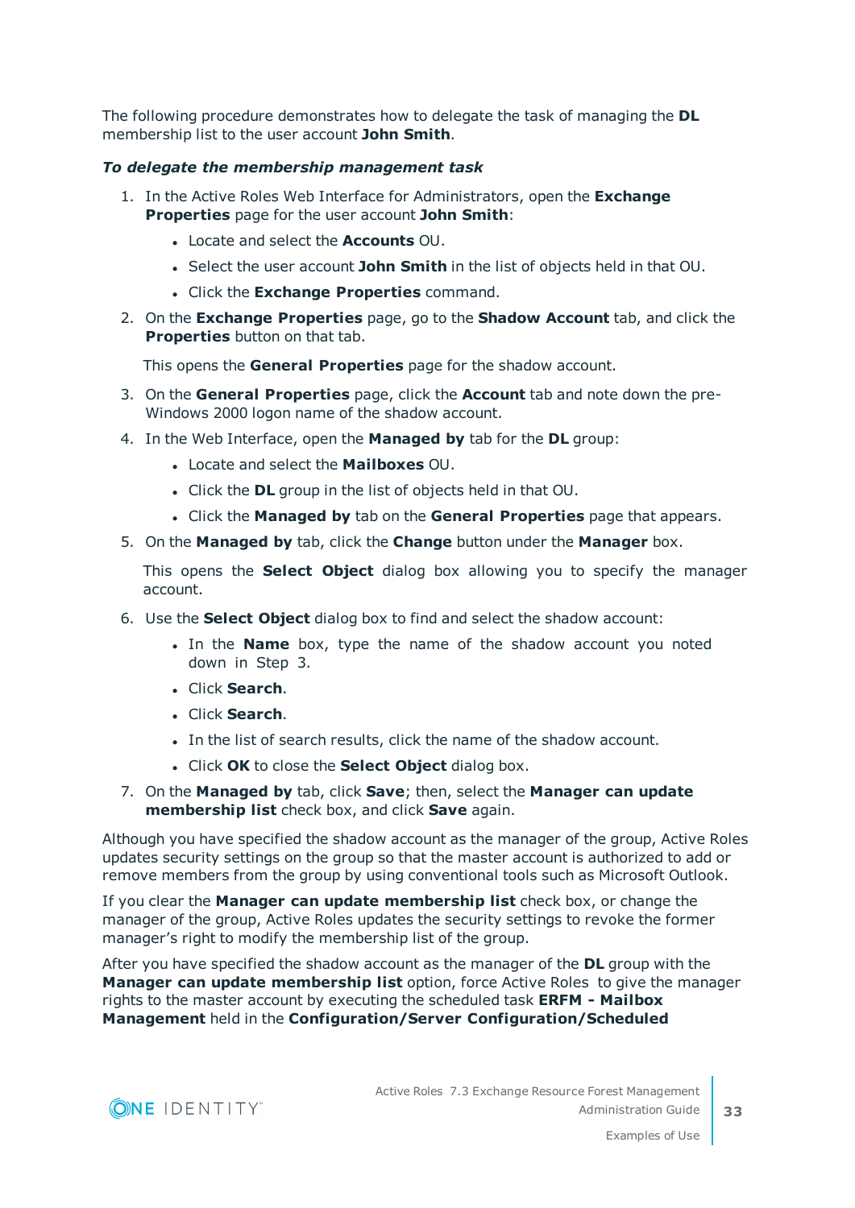The following procedure demonstrates how to delegate the task of managing the **DL** membership list to the user account **John Smith**.

***To delegate the membership management task***

1. In the Active Roles Web Interface for Administrators, open the **Exchange Properties** page for the user account **John Smith**:
   - Locate and select the **Accounts** OU.
   - Select the user account **John Smith** in the list of objects held in that OU.
   - Click the **Exchange Properties** command.
2. On the **Exchange Properties** page, go to the **Shadow Account** tab, and click the **Properties** button on that tab.

   This opens the **General Properties** page for the shadow account.
3. On the **General Properties** page, click the **Account** tab and note down the pre-Windows 2000 logon name of the shadow account.
4. In the Web Interface, open the **Managed by** tab for the **DL** group:
   - Locate and select the **Mailboxes** OU.
   - Click the **DL** group in the list of objects held in that OU.
   - Click the **Managed by** tab on the **General Properties** page that appears.
5. On the **Managed by** tab, click the **Change** button under the **Manager** box.

   This opens the **Select Object** dialog box allowing you to specify the manager account.
6. Use the **Select Object** dialog box to find and select the shadow account:
   - In the **Name** box, type the name of the shadow account you noted down in Step 3.
   - Click **Search**.
   - Click **Search**.
   - In the list of search results, click the name of the shadow account.
   - Click **OK** to close the **Select Object** dialog box.
7. On the **Managed by** tab, click **Save**; then, select the **Manager can update membership list** check box, and click **Save** again.

Although you have specified the shadow account as the manager of the group, Active Roles updates security settings on the group so that the master account is authorized to add or remove members from the group by using conventional tools such as Microsoft Outlook.

If you clear the **Manager can update membership list** check box, or change the manager of the group, Active Roles updates the security settings to revoke the former manager's right to modify the membership list of the group.

After you have specified the shadow account as the manager of the **DL** group with the **Manager can update membership list** option, force Active Roles to give the manager rights to the master account by executing the scheduled task **ERFM - Mailbox Management** held in the **Configuration/Server Configuration/Scheduled**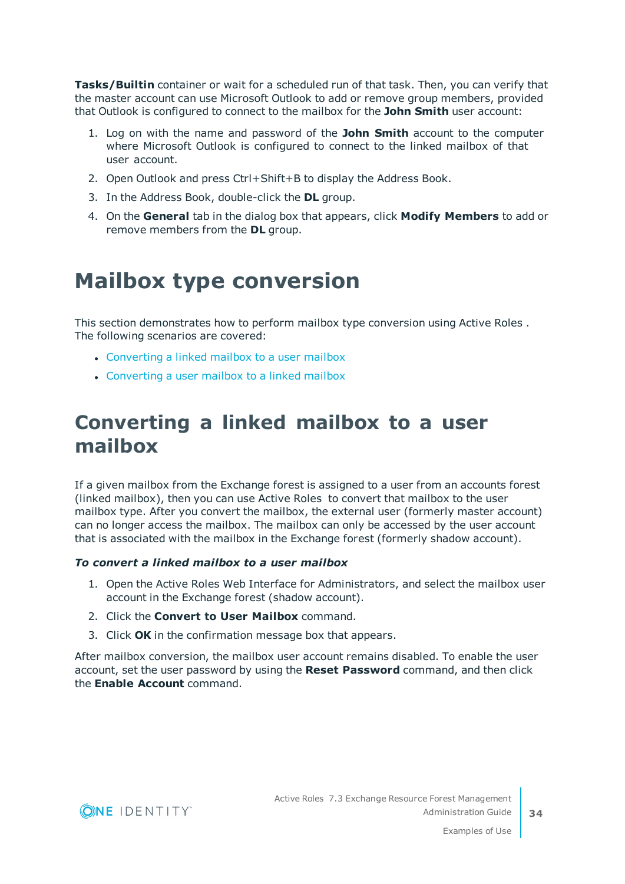**Tasks/Builtin** container or wait for a scheduled run of that task. Then, you can verify that the master account can use Microsoft Outlook to add or remove group members, provided that Outlook is configured to connect to the mailbox for the **John Smith** user account:

1. Log on with the name and password of the **John Smith** account to the computer where Microsoft Outlook is configured to connect to the linked mailbox of that user account.
2. Open Outlook and press Ctrl+Shift+B to display the Address Book.
3. In the Address Book, double-click the **DL** group.
4. On the **General** tab in the dialog box that appears, click **Modify Members** to add or remove members from the **DL** group.

# Mailbox type conversion

This section demonstrates how to perform mailbox type conversion using Active Roles . The following scenarios are covered:

- Converting a linked mailbox to a user mailbox
- Converting a user mailbox to a linked mailbox

# Converting a linked mailbox to a user mailbox

If a given mailbox from the Exchange forest is assigned to a user from an accounts forest (linked mailbox), then you can use Active Roles to convert that mailbox to the user mailbox type. After you convert the mailbox, the external user (formerly master account) can no longer access the mailbox. The mailbox can only be accessed by the user account that is associated with the mailbox in the Exchange forest (formerly shadow account).

***To convert a linked mailbox to a user mailbox***

1. Open the Active Roles Web Interface for Administrators, and select the mailbox user account in the Exchange forest (shadow account).
2. Click the **Convert to User Mailbox** command.
3. Click **OK** in the confirmation message box that appears.

After mailbox conversion, the mailbox user account remains disabled. To enable the user account, set the user password by using the **Reset Password** command, and then click the **Enable Account** command.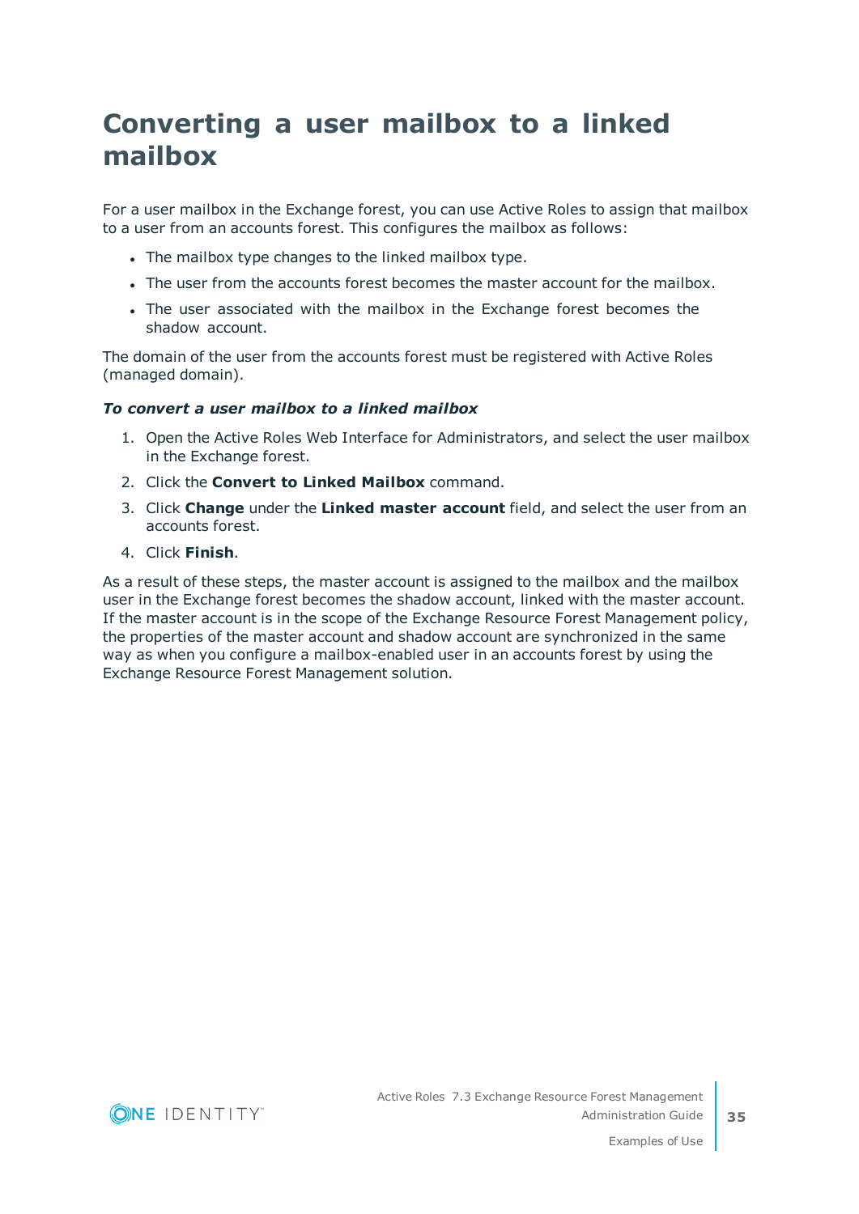# Converting a user mailbox to a linked mailbox

For a user mailbox in the Exchange forest, you can use Active Roles to assign that mailbox to a user from an accounts forest. This configures the mailbox as follows:

- The mailbox type changes to the linked mailbox type.
- The user from the accounts forest becomes the master account for the mailbox.
- The user associated with the mailbox in the Exchange forest becomes the shadow account.

The domain of the user from the accounts forest must be registered with Active Roles (managed domain).

***To convert a user mailbox to a linked mailbox***

1. Open the Active Roles Web Interface for Administrators, and select the user mailbox in the Exchange forest.
2. Click the **Convert to Linked Mailbox** command.
3. Click **Change** under the **Linked master account** field, and select the user from an accounts forest.
4. Click **Finish**.

As a result of these steps, the master account is assigned to the mailbox and the mailbox user in the Exchange forest becomes the shadow account, linked with the master account. If the master account is in the scope of the Exchange Resource Forest Management policy, the properties of the master account and shadow account are synchronized in the same way as when you configure a mailbox-enabled user in an accounts forest by using the Exchange Resource Forest Management solution.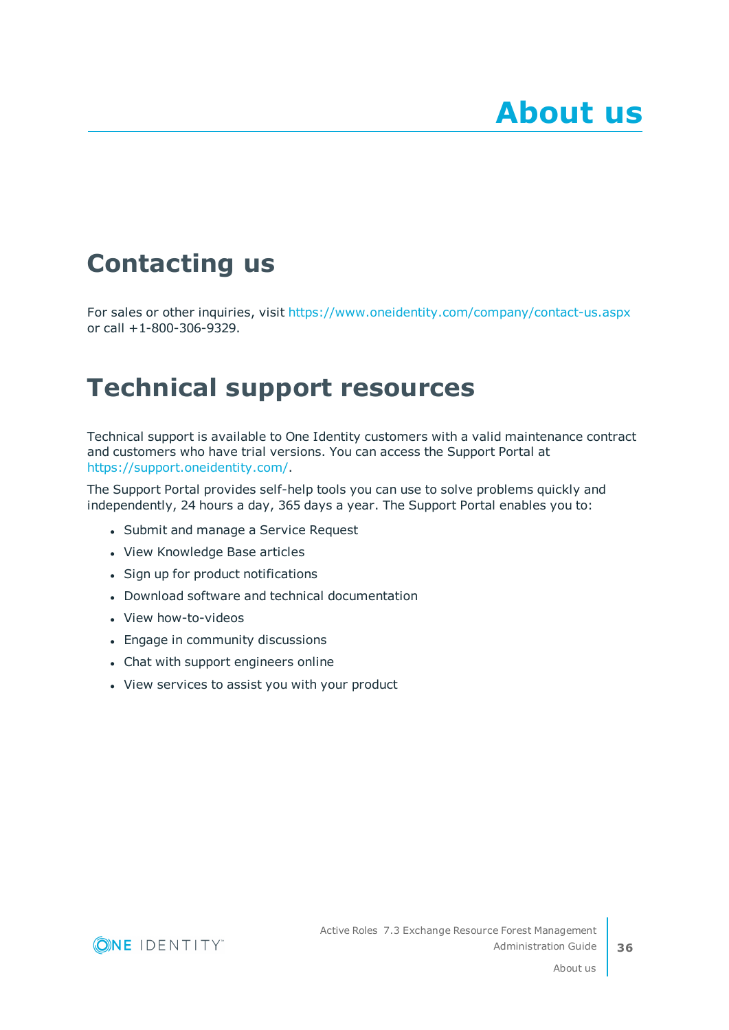# About us

## Contacting us

For sales or other inquiries, visit https://www.oneidentity.com/company/contact-us.aspx or call +1-800-306-9329.

## Technical support resources

Technical support is available to One Identity customers with a valid maintenance contract and customers who have trial versions. You can access the Support Portal at https://support.oneidentity.com/.

The Support Portal provides self-help tools you can use to solve problems quickly and independently, 24 hours a day, 365 days a year. The Support Portal enables you to:

- Submit and manage a Service Request
- View Knowledge Base articles
- Sign up for product notifications
- Download software and technical documentation
- View how-to-videos
- Engage in community discussions
- Chat with support engineers online
- View services to assist you with your product